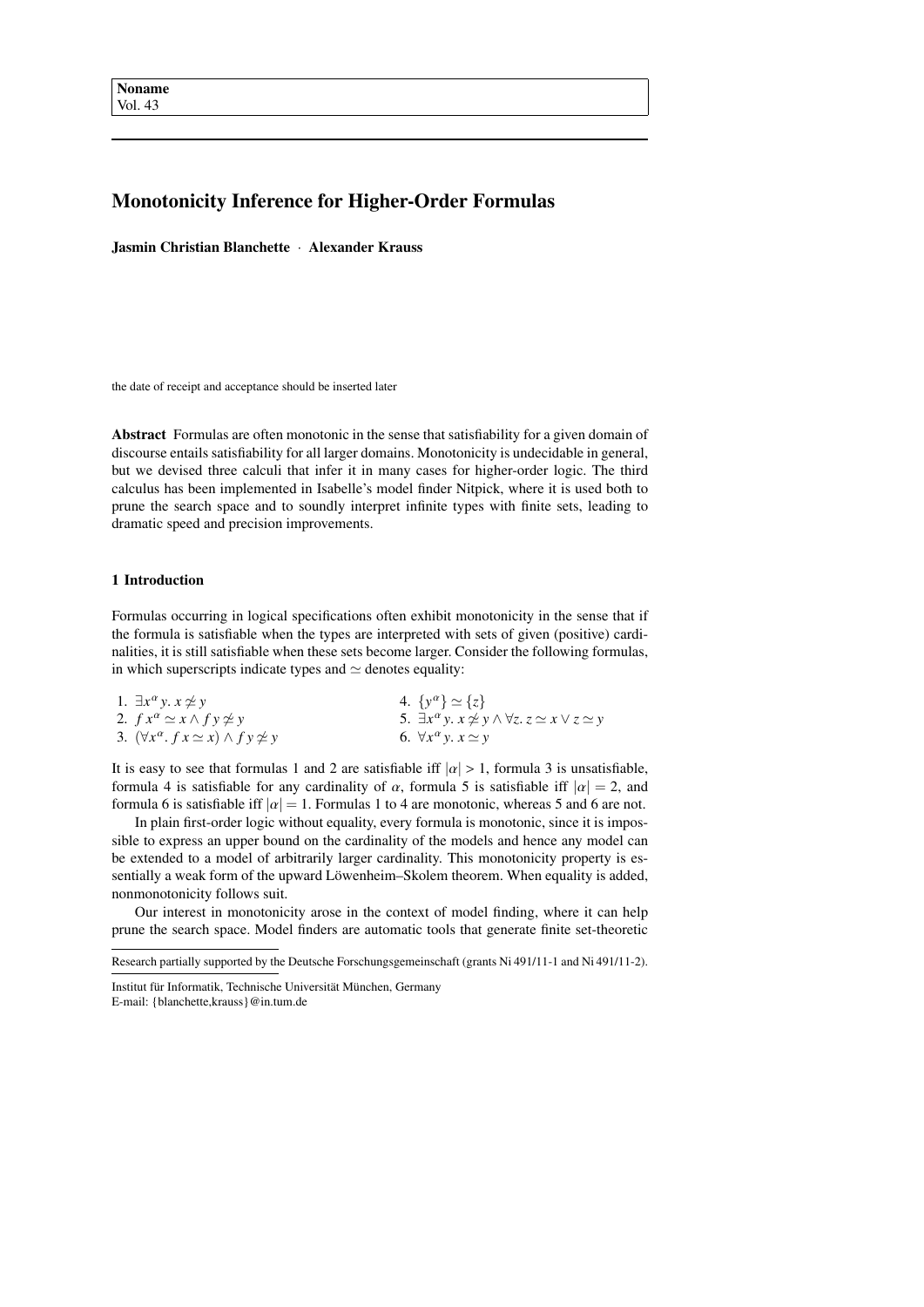# Monotonicity Inference for Higher-Order Formulas

**Jasmin Christian Blanchette** · **Alexander Krauss**

the date of receipt and acceptance should be inserted later

**Abstract** Formulas are often monotonic in the sense that satisfiability for a given domain of discourse entails satisfiability for all larger domains. Monotonicity is undecidable in general, but we devised three calculi that infer it in many cases for higher-order logic. The third calculus has been implemented in Isabelle's model finder Nitpick, where it is used both to prune the search space and to soundly interpret infinite types with finite sets, leading to dramatic speed and precision improvements.

## 1 Introduction

Formulas occurring in logical specifications often exhibit monotonicity in the sense that if the formula is satisfiable when the types are interpreted with sets of given (positive) cardinalities, it is still satisfiable when these sets become larger. Consider the following formulas, in which superscripts indicate types and $\simeq$ denotes equality:

1. $\exists x^{\alpha}\, y.\; x \not\simeq y$
2. $f\, x^{\alpha} \simeq x \wedge f\, y \not\simeq y$
3. $(\forall x^{\alpha}.\; f\, x \simeq x) \wedge f\, y \not\simeq y$
4. $\{y^{\alpha}\} \simeq \{z\}$
5. $\exists x^{\alpha}\, y.\; x \not\simeq y \wedge \forall z.\; z \simeq x \vee z \simeq y$
6. $\forall x^{\alpha}\, y.\; x \simeq y$

It is easy to see that formulas 1 and 2 are satisfiable iff $|\alpha| > 1$, formula 3 is unsatisfiable, formula 4 is satisfiable for any cardinality of $\alpha$, formula 5 is satisfiable iff $|\alpha| = 2$, and formula 6 is satisfiable iff $|\alpha| = 1$. Formulas 1 to 4 are monotonic, whereas 5 and 6 are not.

In plain first-order logic without equality, every formula is monotonic, since it is impossible to express an upper bound on the cardinality of the models and hence any model can be extended to a model of arbitrarily larger cardinality. This monotonicity property is essentially a weak form of the upward Löwenheim–Skolem theorem. When equality is added, nonmonotonicity follows suit.

Our interest in monotonicity arose in the context of model finding, where it can help prune the search space. Model finders are automatic tools that generate finite set-theoretic

---

Research partially supported by the Deutsche Forschungsgemeinschaft (grants Ni 491/11-1 and Ni 491/11-2).

Institut für Informatik, Technische Universität München, Germany
E-mail: {blanchette,krauss}@in.tum.de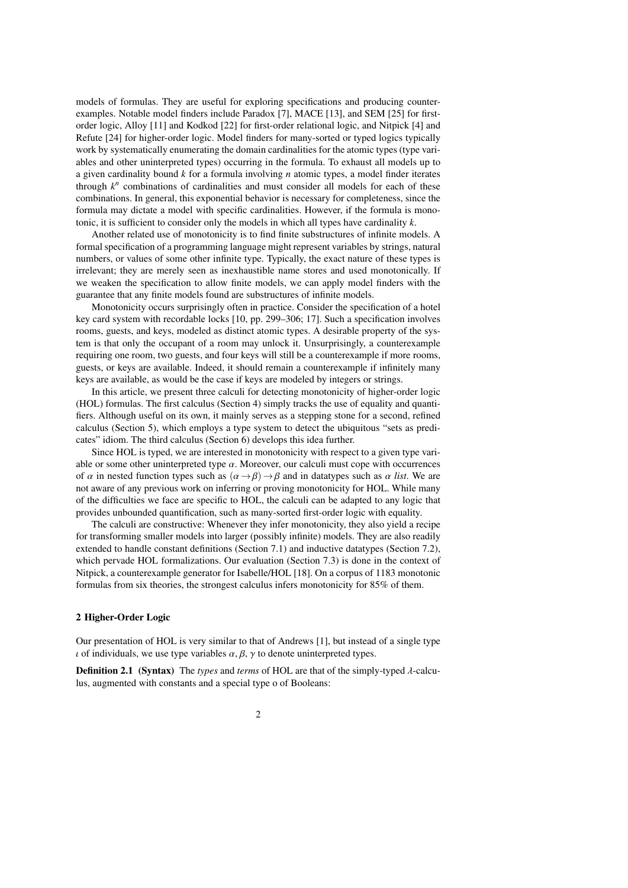models of formulas. They are useful for exploring specifications and producing counterexamples. Notable model finders include Paradox [7], MACE [13], and SEM [25] for first-order logic, Alloy [11] and Kodkod [22] for first-order relational logic, and Nitpick [4] and Refute [24] for higher-order logic. Model finders for many-sorted or typed logics typically work by systematically enumerating the domain cardinalities for the atomic types (type variables and other uninterpreted types) occurring in the formula. To exhaust all models up to a given cardinality bound $k$ for a formula involving $n$ atomic types, a model finder iterates through $k^n$ combinations of cardinalities and must consider all models for each of these combinations. In general, this exponential behavior is necessary for completeness, since the formula may dictate a model with specific cardinalities. However, if the formula is monotonic, it is sufficient to consider only the models in which all types have cardinality $k$.

Another related use of monotonicity is to find finite substructures of infinite models. A formal specification of a programming language might represent variables by strings, natural numbers, or values of some other infinite type. Typically, the exact nature of these types is irrelevant; they are merely seen as inexhaustible name stores and used monotonically. If we weaken the specification to allow finite models, we can apply model finders with the guarantee that any finite models found are substructures of infinite models.

Monotonicity occurs surprisingly often in practice. Consider the specification of a hotel key card system with recordable locks [10, pp. 299–306; 17]. Such a specification involves rooms, guests, and keys, modeled as distinct atomic types. A desirable property of the system is that only the occupant of a room may unlock it. Unsurprisingly, a counterexample requiring one room, two guests, and four keys will still be a counterexample if more rooms, guests, or keys are available. Indeed, it should remain a counterexample if infinitely many keys are available, as would be the case if keys are modeled by integers or strings.

In this article, we present three calculi for detecting monotonicity of higher-order logic (HOL) formulas. The first calculus (Section 4) simply tracks the use of equality and quantifiers. Although useful on its own, it mainly serves as a stepping stone for a second, refined calculus (Section 5), which employs a type system to detect the ubiquitous "sets as predicates" idiom. The third calculus (Section 6) develops this idea further.

Since HOL is typed, we are interested in monotonicity with respect to a given type variable or some other uninterpreted type $\alpha$. Moreover, our calculi must cope with occurrences of $\alpha$ in nested function types such as $(\alpha \to \beta) \to \beta$ and in datatypes such as $\alpha$ *list*. We are not aware of any previous work on inferring or proving monotonicity for HOL. While many of the difficulties we face are specific to HOL, the calculi can be adapted to any logic that provides unbounded quantification, such as many-sorted first-order logic with equality.

The calculi are constructive: Whenever they infer monotonicity, they also yield a recipe for transforming smaller models into larger (possibly infinite) models. They are also readily extended to handle constant definitions (Section 7.1) and inductive datatypes (Section 7.2), which pervade HOL formalizations. Our evaluation (Section 7.3) is done in the context of Nitpick, a counterexample generator for Isabelle/HOL [18]. On a corpus of 1183 monotonic formulas from six theories, the strongest calculus infers monotonicity for 85% of them.

## 2 Higher-Order Logic

Our presentation of HOL is very similar to that of Andrews [1], but instead of a single type $\iota$ of individuals, we use type variables $\alpha, \beta, \gamma$ to denote uninterpreted types.

**Definition 2.1 (Syntax)** The *types* and *terms* of HOL are that of the simply-typed $\lambda$-calculus, augmented with constants and a special type o of Booleans: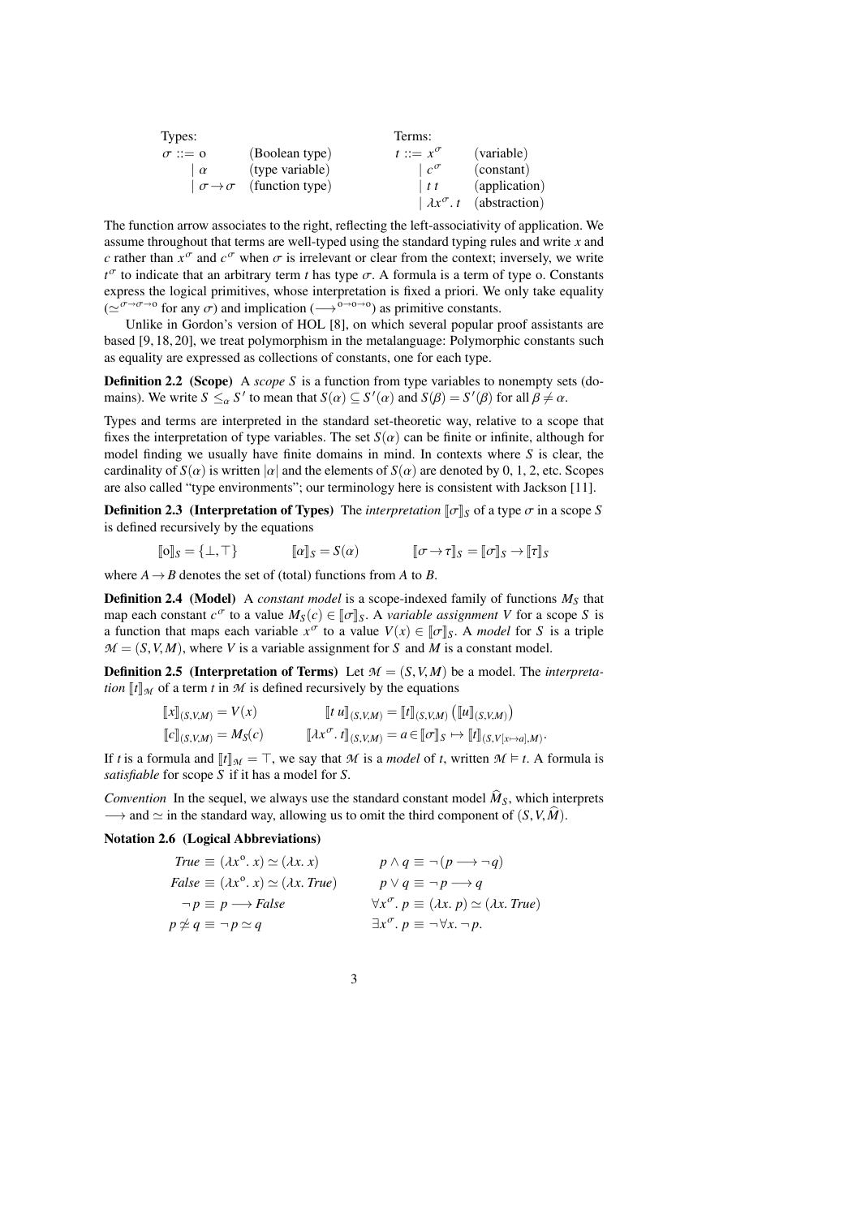| Types: | | Terms: | |
|---|---|---|---|
| $\sigma ::= \mathrm{o}$ | (Boolean type) | $t ::= x^\sigma$ | (variable) |
| $\mid \alpha$ | (type variable) | $\mid c^\sigma$ | (constant) |
| $\mid \sigma \to \sigma$ | (function type) | $\mid t\ t$ | (application) |
| | | $\mid \lambda x^\sigma.\ t$ | (abstraction) |

The function arrow associates to the right, reflecting the left-associativity of application. We assume throughout that terms are well-typed using the standard typing rules and write $x$ and $c$ rather than $x^\sigma$ and $c^\sigma$ when $\sigma$ is irrelevant or clear from the context; inversely, we write $t^\sigma$ to indicate that an arbitrary term $t$ has type $\sigma$. A formula is a term of type o. Constants express the logical primitives, whose interpretation is fixed a priori. We only take equality ($\simeq^{\sigma\to\sigma\to\mathrm{o}}$ for any $\sigma$) and implication ($\longrightarrow^{\mathrm{o}\to\mathrm{o}\to\mathrm{o}}$) as primitive constants.

Unlike in Gordon's version of HOL [8], on which several popular proof assistants are based [9, 18, 20], we treat polymorphism in the metalanguage: Polymorphic constants such as equality are expressed as collections of constants, one for each type.

**Definition 2.2 (Scope)** A *scope* $S$ is a function from type variables to nonempty sets (domains). We write $S \leq_\alpha S'$ to mean that $S(\alpha) \subseteq S'(\alpha)$ and $S(\beta) = S'(\beta)$ for all $\beta \neq \alpha$.

Types and terms are interpreted in the standard set-theoretic way, relative to a scope that fixes the interpretation of type variables. The set $S(\alpha)$ can be finite or infinite, although for model finding we usually have finite domains in mind. In contexts where $S$ is clear, the cardinality of $S(\alpha)$ is written $|\alpha|$ and the elements of $S(\alpha)$ are denoted by 0, 1, 2, etc. Scopes are also called "type environments"; our terminology here is consistent with Jackson [11].

**Definition 2.3 (Interpretation of Types)** The *interpretation* $[\![\sigma]\!]_S$ of a type $\sigma$ in a scope $S$ is defined recursively by the equations

$$[\![\mathrm{o}]\!]_S = \{\bot, \top\} \qquad [\![\alpha]\!]_S = S(\alpha) \qquad [\![\sigma \to \tau]\!]_S = [\![\sigma]\!]_S \to [\![\tau]\!]_S$$

where $A \to B$ denotes the set of (total) functions from $A$ to $B$.

**Definition 2.4 (Model)** A *constant model* is a scope-indexed family of functions $M_S$ that map each constant $c^\sigma$ to a value $M_S(c) \in [\![\sigma]\!]_S$. A *variable assignment* $V$ for a scope $S$ is a function that maps each variable $x^\sigma$ to a value $V(x) \in [\![\sigma]\!]_S$. A *model* for $S$ is a triple $\mathcal{M} = (S, V, M)$, where $V$ is a variable assignment for $S$ and $M$ is a constant model.

**Definition 2.5 (Interpretation of Terms)** Let $\mathcal{M} = (S, V, M)$ be a model. The *interpretation* $[\![t]\!]_\mathcal{M}$ of a term $t$ in $\mathcal{M}$ is defined recursively by the equations

$$[\![x]\!]_{(S,V,M)} = V(x) \qquad [\![t\ u]\!]_{(S,V,M)} = [\![t]\!]_{(S,V,M)}\big([\![u]\!]_{(S,V,M)}\big)$$
$$[\![c]\!]_{(S,V,M)} = M_S(c) \qquad [\![\lambda x^\sigma.\ t]\!]_{(S,V,M)} = a \in [\![\sigma]\!]_S \mapsto [\![t]\!]_{(S,V[x \mapsto a],M)}.$$

If $t$ is a formula and $[\![t]\!]_\mathcal{M} = \top$, we say that $\mathcal{M}$ is a *model* of $t$, written $\mathcal{M} \vDash t$. A formula is *satisfiable* for scope $S$ if it has a model for $S$.

*Convention* In the sequel, we always use the standard constant model $\widehat{M}_S$, which interprets $\longrightarrow$ and $\simeq$ in the standard way, allowing us to omit the third component of $(S, V, \widehat{M})$.

**Notation 2.6 (Logical Abbreviations)**

$$\begin{aligned} &\mathit{True} \equiv (\lambda x^\mathrm{o}.\ x) \simeq (\lambda x.\ x) && p \wedge q \equiv \neg\,(p \longrightarrow \neg q) \\ &\mathit{False} \equiv (\lambda x^\mathrm{o}.\ x) \simeq (\lambda x.\ \mathit{True}) && p \vee q \equiv \neg\, p \longrightarrow q \\ &\neg\, p \equiv p \longrightarrow \mathit{False} && \forall x^\sigma.\ p \equiv (\lambda x.\ p) \simeq (\lambda x.\ \mathit{True}) \\ &p \not\simeq q \equiv \neg\, p \simeq q && \exists x^\sigma.\ p \equiv \neg\, \forall x.\ \neg\, p. \end{aligned}$$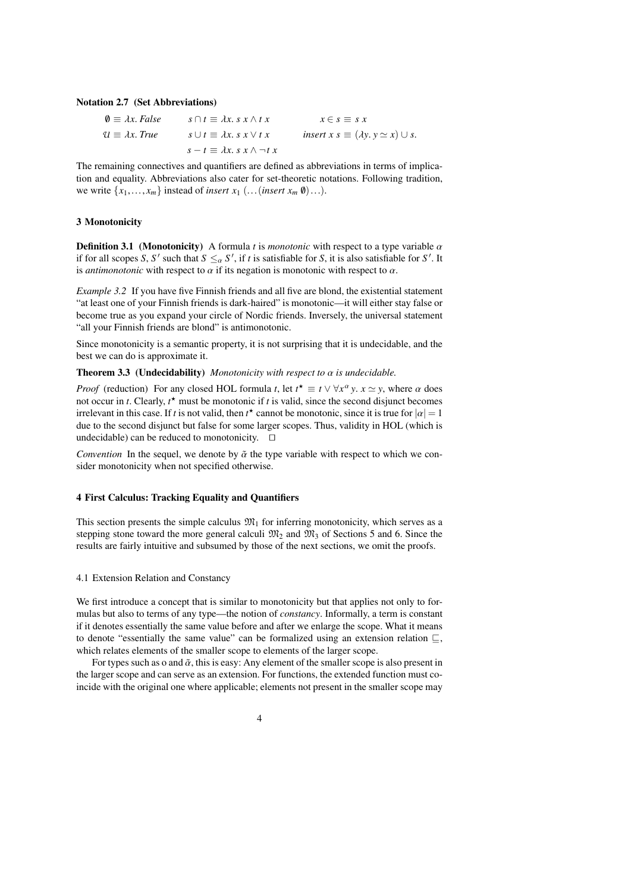**Notation 2.7 (Set Abbreviations)**

$$\emptyset \equiv \lambda x.\ \mathit{False} \qquad s \cap t \equiv \lambda x.\ s\ x \wedge t\ x \qquad x \in s \equiv s\ x$$

$$\mathcal{U} \equiv \lambda x.\ \mathit{True} \qquad s \cup t \equiv \lambda x.\ s\ x \vee t\ x \qquad \mathit{insert}\ x\ s \equiv (\lambda y.\ y \simeq x) \cup s.$$

$$s - t \equiv \lambda x.\ s\ x \wedge \neg t\ x$$

The remaining connectives and quantifiers are defined as abbreviations in terms of implication and equality. Abbreviations also cater for set-theoretic notations. Following tradition, we write $\{x_1, \ldots, x_m\}$ instead of $\mathit{insert}\ x_1\ (\ldots(\mathit{insert}\ x_m\ \emptyset)\ldots)$.

## 3 Monotonicity

**Definition 3.1 (Monotonicity)** A formula $t$ is *monotonic* with respect to a type variable $\alpha$ if for all scopes $S, S'$ such that $S \leq_\alpha S'$, if $t$ is satisfiable for $S$, it is also satisfiable for $S'$. It is *antimonotonic* with respect to $\alpha$ if its negation is monotonic with respect to $\alpha$.

*Example 3.2* If you have five Finnish friends and all five are blond, the existential statement "at least one of your Finnish friends is dark-haired" is monotonic—it will either stay false or become true as you expand your circle of Nordic friends. Inversely, the universal statement "all your Finnish friends are blond" is antimonotonic.

Since monotonicity is a semantic property, it is not surprising that it is undecidable, and the best we can do is approximate it.

**Theorem 3.3 (Undecidability)** *Monotonicity with respect to $\alpha$ is undecidable.*

*Proof* (reduction) For any closed HOL formula $t$, let $t^\star \equiv t \vee \forall x^\alpha\, y.\ x \simeq y$, where $\alpha$ does not occur in $t$. Clearly, $t^\star$ must be monotonic if $t$ is valid, since the second disjunct becomes irrelevant in this case. If $t$ is not valid, then $t^\star$ cannot be monotonic, since it is true for $|\alpha| = 1$ due to the second disjunct but false for some larger scopes. Thus, validity in HOL (which is undecidable) can be reduced to monotonicity. $\square$

*Convention* In the sequel, we denote by $\tilde{\alpha}$ the type variable with respect to which we consider monotonicity when not specified otherwise.

## 4 First Calculus: Tracking Equality and Quantifiers

This section presents the simple calculus $\mathfrak{M}_1$ for inferring monotonicity, which serves as a stepping stone toward the more general calculi $\mathfrak{M}_2$ and $\mathfrak{M}_3$ of Sections 5 and 6. Since the results are fairly intuitive and subsumed by those of the next sections, we omit the proofs.

### 4.1 Extension Relation and Constancy

We first introduce a concept that is similar to monotonicity but that applies not only to formulas but also to terms of any type—the notion of *constancy*. Informally, a term is constant if it denotes essentially the same value before and after we enlarge the scope. What it means to denote "essentially the same value" can be formalized using an extension relation $\sqsubseteq$, which relates elements of the smaller scope to elements of the larger scope.

For types such as o and $\tilde{\alpha}$, this is easy: Any element of the smaller scope is also present in the larger scope and can serve as an extension. For functions, the extended function must coincide with the original one where applicable; elements not present in the smaller scope may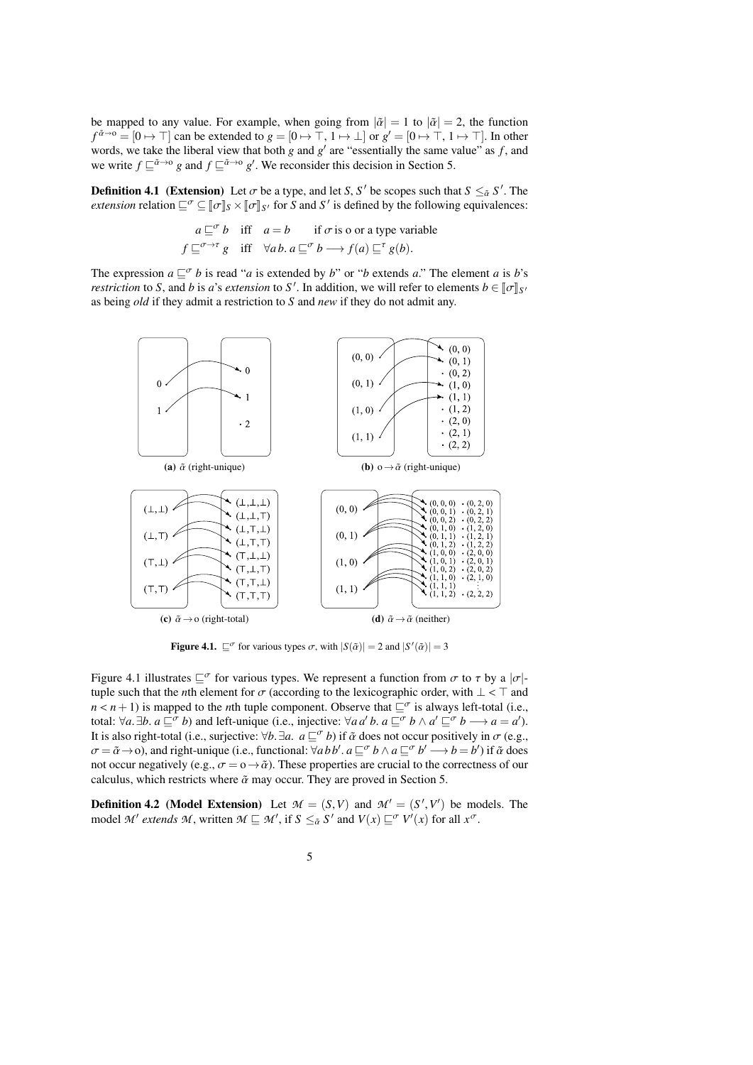be mapped to any value. For example, when going from $|\tilde{\alpha}| = 1$ to $|\tilde{\alpha}| = 2$, the function $f^{\tilde{\alpha}\to o} = [0 \mapsto \top]$ can be extended to $g = [0 \mapsto \top,\, 1 \mapsto \bot]$ or $g' = [0 \mapsto \top,\, 1 \mapsto \top]$. In other words, we take the liberal view that both $g$ and $g'$ are "essentially the same value" as $f$, and we write $f \sqsubseteq^{\tilde{\alpha}\to o} g$ and $f \sqsubseteq^{\tilde{\alpha}\to o} g'$. We reconsider this decision in Section 5.

**Definition 4.1 (Extension)** Let $\sigma$ be a type, and let $S, S'$ be scopes such that $S \leq_{\tilde{\alpha}} S'$. The *extension* relation $\sqsubseteq^\sigma \subseteq [\![\sigma]\!]_S \times [\![\sigma]\!]_{S'}$ for $S$ and $S'$ is defined by the following equivalences:

$$a \sqsubseteq^\sigma b \quad \text{iff} \quad a = b \qquad \text{if } \sigma \text{ is o or a type variable}$$
$$f \sqsubseteq^{\sigma\to\tau} g \quad \text{iff} \quad \forall a\, b.\ a \sqsubseteq^\sigma b \longrightarrow f(a) \sqsubseteq^\tau g(b).$$

The expression $a \sqsubseteq^\sigma b$ is read "$a$ is extended by $b$" or "$b$ extends $a$." The element $a$ is $b$'s *restriction* to $S$, and $b$ is $a$'s *extension* to $S'$. In addition, we will refer to elements $b \in [\![\sigma]\!]_{S'}$ as being *old* if they admit a restriction to $S$ and *new* if they do not admit any.

(a) $\tilde{\alpha}$ (right-unique) (b) $o \to \tilde{\alpha}$ (right-unique)

(c) $\tilde{\alpha} \to o$ (right-total) (d) $\tilde{\alpha} \to \tilde{\alpha}$ (neither)

**Figure 4.1.** $\sqsubseteq^\sigma$ for various types $\sigma$, with $|S(\tilde{\alpha})| = 2$ and $|S'(\tilde{\alpha})| = 3$

Figure 4.1 illustrates $\sqsubseteq^\sigma$ for various types. We represent a function from $\sigma$ to $\tau$ by a $|\sigma|$-tuple such that the $n$th element for $\sigma$ (according to the lexicographic order, with $\bot < \top$ and $n < n+1$) is mapped to the $n$th tuple component. Observe that $\sqsubseteq^\sigma$ is always left-total (i.e., total: $\forall a.\, \exists b.\ a \sqsubseteq^\sigma b$) and left-unique (i.e., injective: $\forall a\, a'\, b.\ a \sqsubseteq^\sigma b \wedge a' \sqsubseteq^\sigma b \longrightarrow a = a'$). It is also right-total (i.e., surjective: $\forall b.\, \exists a.\ a \sqsubseteq^\sigma b$) if $\tilde{\alpha}$ does not occur positively in $\sigma$ (e.g., $\sigma = \tilde{\alpha} \to o$), and right-unique (i.e., functional: $\forall a\, b\, b'.\ a \sqsubseteq^\sigma b \wedge a \sqsubseteq^\sigma b' \longrightarrow b = b'$) if $\tilde{\alpha}$ does not occur negatively (e.g., $\sigma = o \to \tilde{\alpha}$). These properties are crucial to the correctness of our calculus, which restricts where $\tilde{\alpha}$ may occur. They are proved in Section 5.

**Definition 4.2 (Model Extension)** Let $\mathcal{M} = (S, V)$ and $\mathcal{M}' = (S', V')$ be models. The model $\mathcal{M}'$ *extends* $\mathcal{M}$, written $\mathcal{M} \sqsubseteq \mathcal{M}'$, if $S \leq_{\tilde{\alpha}} S'$ and $V(x) \sqsubseteq^\sigma V'(x)$ for all $x^\sigma$.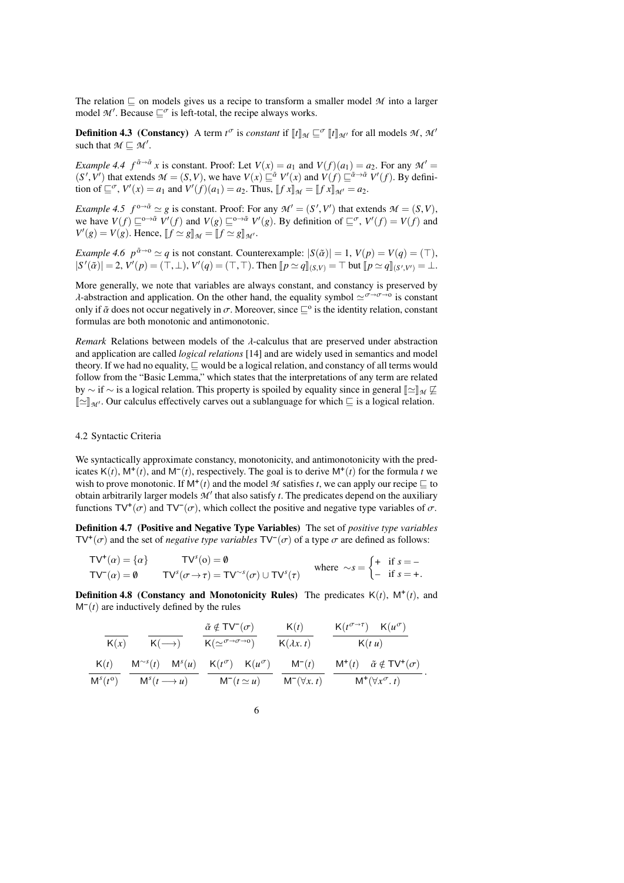The relation $\sqsubseteq$ on models gives us a recipe to transform a smaller model $\mathcal{M}$ into a larger model $\mathcal{M}'$. Because $\sqsubseteq^\sigma$ is left-total, the recipe always works.

**Definition 4.3 (Constancy)** A term $t^\sigma$ is *constant* if $[\![t]\!]_{\mathcal{M}} \sqsubseteq^\sigma [\![t]\!]_{\mathcal{M}'}$ for all models $\mathcal{M}$, $\mathcal{M}'$ such that $\mathcal{M} \sqsubseteq \mathcal{M}'$.

*Example 4.4* $f^{\tilde{\alpha}\to\tilde{\alpha}}\ x$ is constant. Proof: Let $V(x) = a_1$ and $V(f)(a_1) = a_2$. For any $\mathcal{M}' = (S', V')$ that extends $\mathcal{M} = (S, V)$, we have $V(x) \sqsubseteq^{\tilde{\alpha}} V'(x)$ and $V(f) \sqsubseteq^{\tilde{\alpha}\to\tilde{\alpha}} V'(f)$. By definition of $\sqsubseteq^\sigma$, $V'(x) = a_1$ and $V'(f)(a_1) = a_2$. Thus, $[\![f\ x]\!]_{\mathcal{M}} = [\![f\ x]\!]_{\mathcal{M}'} = a_2$.

*Example 4.5* $f^{\mathrm{o}\to\tilde{\alpha}} \simeq g$ is constant. Proof: For any $\mathcal{M}' = (S', V')$ that extends $\mathcal{M} = (S, V)$, we have $V(f) \sqsubseteq^{\mathrm{o}\to\tilde{\alpha}} V'(f)$ and $V(g) \sqsubseteq^{\mathrm{o}\to\tilde{\alpha}} V'(g)$. By definition of $\sqsubseteq^\sigma$, $V'(f) = V(f)$ and $V'(g) = V(g)$. Hence, $[\![f \simeq g]\!]_{\mathcal{M}} = [\![f \simeq g]\!]_{\mathcal{M}'}$.

*Example 4.6* $p^{\tilde{\alpha}\to\mathrm{o}} \simeq q$ is not constant. Counterexample: $|S(\tilde{\alpha})| = 1$, $V(p) = V(q) = (\top)$, $|S'(\tilde{\alpha})| = 2$, $V'(p) = (\top, \bot)$, $V'(q) = (\top, \top)$. Then $[\![p \simeq q]\!]_{(S,V)} = \top$ but $[\![p \simeq q]\!]_{(S',V')} = \bot$.

More generally, we note that variables are always constant, and constancy is preserved by $\lambda$-abstraction and application. On the other hand, the equality symbol $\simeq^{\sigma\to\sigma\to\mathrm{o}}$ is constant only if $\tilde{\alpha}$ does not occur negatively in $\sigma$. Moreover, since $\sqsubseteq^{\mathrm{o}}$ is the identity relation, constant formulas are both monotonic and antimonotonic.

*Remark* Relations between models of the $\lambda$-calculus that are preserved under abstraction and application are called *logical relations* [14] and are widely used in semantics and model theory. If we had no equality, $\sqsubseteq$ would be a logical relation, and constancy of all terms would follow from the "Basic Lemma," which states that the interpretations of any term are related by $\sim$ if $\sim$ is a logical relation. This property is spoiled by equality since in general $[\![\simeq]\!]_{\mathcal{M}} \not\sqsubseteq [\![\simeq]\!]_{\mathcal{M}'}$. Our calculus effectively carves out a sublanguage for which $\sqsubseteq$ is a logical relation.

### 4.2 Syntactic Criteria

We syntactically approximate constancy, monotonicity, and antimonotonicity with the predicates $\mathsf{K}(t)$, $\mathsf{M}^+(t)$, and $\mathsf{M}^-(t)$, respectively. The goal is to derive $\mathsf{M}^+(t)$ for the formula $t$ we wish to prove monotonic. If $\mathsf{M}^+(t)$ and the model $\mathcal{M}$ satisfies $t$, we can apply our recipe $\sqsubseteq$ to obtain arbitrarily larger models $\mathcal{M}'$ that also satisfy $t$. The predicates depend on the auxiliary functions $\mathsf{TV}^+(\sigma)$ and $\mathsf{TV}^-(\sigma)$, which collect the positive and negative type variables of $\sigma$.

**Definition 4.7 (Positive and Negative Type Variables)** The set of *positive type variables* $\mathsf{TV}^+(\sigma)$ and the set of *negative type variables* $\mathsf{TV}^-(\sigma)$ of a type $\sigma$ are defined as follows:

$$\begin{array}{ll} \mathsf{TV}^+(\alpha) = \{\alpha\} & \mathsf{TV}^s(\mathrm{o}) = \emptyset \\ \mathsf{TV}^-(\alpha) = \emptyset & \mathsf{TV}^s(\sigma\to\tau) = \mathsf{TV}^{\sim s}(\sigma) \cup \mathsf{TV}^s(\tau) \end{array} \qquad \text{where } \sim s = \begin{cases} + & \text{if } s = - \\ - & \text{if } s = +. \end{cases}$$

**Definition 4.8 (Constancy and Monotonicity Rules)** The predicates $\mathsf{K}(t)$, $\mathsf{M}^+(t)$, and $\mathsf{M}^-(t)$ are inductively defined by the rules

$$\frac{}{\mathsf{K}(x)} \qquad \frac{}{\mathsf{K}(\longrightarrow)} \qquad \frac{\tilde{\alpha} \notin \mathsf{TV}^-(\sigma)}{\mathsf{K}(\simeq^{\sigma\to\sigma\to\mathrm{o}})} \qquad \frac{\mathsf{K}(t)}{\mathsf{K}(\lambda x.\ t)} \qquad \frac{\mathsf{K}(t^{\sigma\to\tau}) \quad \mathsf{K}(u^\sigma)}{\mathsf{K}(t\ u)}$$

$$\frac{\mathsf{K}(t)}{\mathsf{M}^s(t^{\mathrm{o}})} \qquad \frac{\mathsf{M}^{\sim s}(t) \quad \mathsf{M}^s(u)}{\mathsf{M}^s(t \longrightarrow u)} \qquad \frac{\mathsf{K}(t^\sigma) \quad \mathsf{K}(u^\sigma)}{\mathsf{M}^-(t \simeq u)} \qquad \frac{\mathsf{M}^-(t)}{\mathsf{M}^-(\forall x.\ t)} \qquad \frac{\mathsf{M}^+(t) \quad \tilde{\alpha} \notin \mathsf{TV}^+(\sigma)}{\mathsf{M}^+(\forall x^\sigma.\ t)}.$$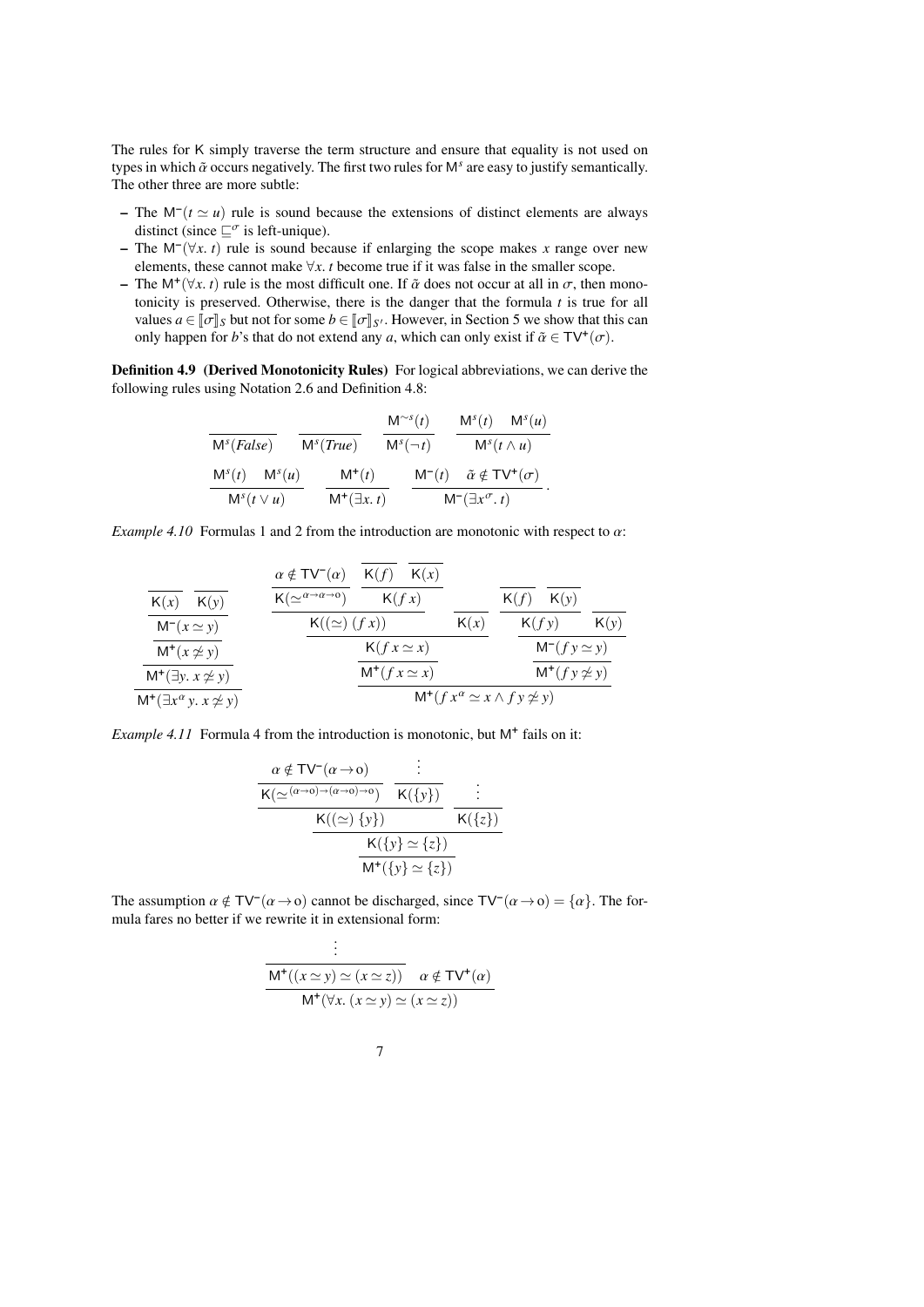The rules for $\mathsf{K}$ simply traverse the term structure and ensure that equality is not used on types in which $\tilde{\alpha}$ occurs negatively. The first two rules for $\mathsf{M}^s$ are easy to justify semantically. The other three are more subtle:

- The $\mathsf{M}^-(t \simeq u)$ rule is sound because the extensions of distinct elements are always distinct (since $\sqsubseteq^\sigma$ is left-unique).
- The $\mathsf{M}^-(\forall x.\ t)$ rule is sound because if enlarging the scope makes $x$ range over new elements, these cannot make $\forall x.\ t$ become true if it was false in the smaller scope.
- The $\mathsf{M}^+(\forall x.\ t)$ rule is the most difficult one. If $\tilde{\alpha}$ does not occur at all in $\sigma$, then monotonicity is preserved. Otherwise, there is the danger that the formula $t$ is true for all values $a \in [\![\sigma]\!]_S$ but not for some $b \in [\![\sigma]\!]_{S'}$. However, in Section 5 we show that this can only happen for $b$'s that do not extend any $a$, which can only exist if $\tilde{\alpha} \in \mathsf{TV}^+(\sigma)$.

**Definition 4.9 (Derived Monotonicity Rules)** For logical abbreviations, we can derive the following rules using Notation 2.6 and Definition 4.8:

$$\frac{}{\mathsf{M}^s(\mathit{False})} \qquad \frac{}{\mathsf{M}^s(\mathit{True})} \qquad \frac{\mathsf{M}^{\sim s}(t)}{\mathsf{M}^s(\neg t)} \qquad \frac{\mathsf{M}^s(t) \quad \mathsf{M}^s(u)}{\mathsf{M}^s(t \wedge u)}$$

$$\frac{\mathsf{M}^s(t) \quad \mathsf{M}^s(u)}{\mathsf{M}^s(t \vee u)} \qquad \frac{\mathsf{M}^+(t)}{\mathsf{M}^+(\exists x.\ t)} \qquad \frac{\mathsf{M}^-(t) \quad \tilde{\alpha} \notin \mathsf{TV}^+(\sigma)}{\mathsf{M}^-(\exists x^\sigma.\ t)}.$$

*Example 4.10* Formulas 1 and 2 from the introduction are monotonic with respect to $\alpha$:

$$\cfrac{\cfrac{\cfrac{\cfrac{\cfrac{}{\mathsf{K}(x)} \quad \cfrac{}{\mathsf{K}(y)}}{\mathsf{M}^-(x \simeq y)}}{\mathsf{M}^+(x \not\simeq y)}}{\mathsf{M}^+(\exists y.\ x \not\simeq y)}}{\mathsf{M}^+(\exists x^\alpha\, y.\ x \not\simeq y)}
\qquad
\cfrac{\cfrac{\cfrac{\cfrac{\cfrac{\alpha \notin \mathsf{TV}^-(\alpha)}{\mathsf{K}(\simeq^{\alpha\to\alpha\to o})} \quad \cfrac{\cfrac{}{\mathsf{K}(f)} \quad \cfrac{}{\mathsf{K}(x)}}{\mathsf{K}(f\,x)}}{\mathsf{K}((\simeq)\ (f\,x))} \quad \cfrac{}{\mathsf{K}(x)}}{\mathsf{K}(f\,x \simeq x)}}{\mathsf{M}^+(f\,x \simeq x)} \quad \cfrac{\cfrac{\cfrac{\cfrac{}{\mathsf{K}(f)} \quad \cfrac{}{\mathsf{K}(y)}}{\mathsf{K}(f\,y)} \quad \cfrac{}{\mathsf{K}(y)}}{\mathsf{M}^-(f\,y \simeq y)}}{\mathsf{M}^+(f\,y \not\simeq y)}}{\mathsf{M}^+(f\,x^\alpha \simeq x \wedge f\,y \not\simeq y)}$$

*Example 4.11* Formula 4 from the introduction is monotonic, but $\mathsf{M}^+$ fails on it:

$$\cfrac{\cfrac{\cfrac{\alpha \notin \mathsf{TV}^-(\alpha \to o)}{\mathsf{K}(\simeq^{(\alpha\to o)\to(\alpha\to o)\to o})} \quad \cfrac{\vdots}{\mathsf{K}(\{y\})}}{\mathsf{K}((\simeq)\ \{y\})} \quad \cfrac{\vdots}{\mathsf{K}(\{z\})}}{\cfrac{\mathsf{K}(\{y\} \simeq \{z\})}{\mathsf{M}^+(\{y\} \simeq \{z\})}}$$

The assumption $\alpha \notin \mathsf{TV}^-(\alpha \to o)$ cannot be discharged, since $\mathsf{TV}^-(\alpha \to o) = \{\alpha\}$. The formula fares no better if we rewrite it in extensional form:

$$\cfrac{\cfrac{\vdots}{\mathsf{M}^+((x \simeq y) \simeq (x \simeq z))} \quad \alpha \notin \mathsf{TV}^+(\alpha)}{\mathsf{M}^+(\forall x.\ (x \simeq y) \simeq (x \simeq z))}$$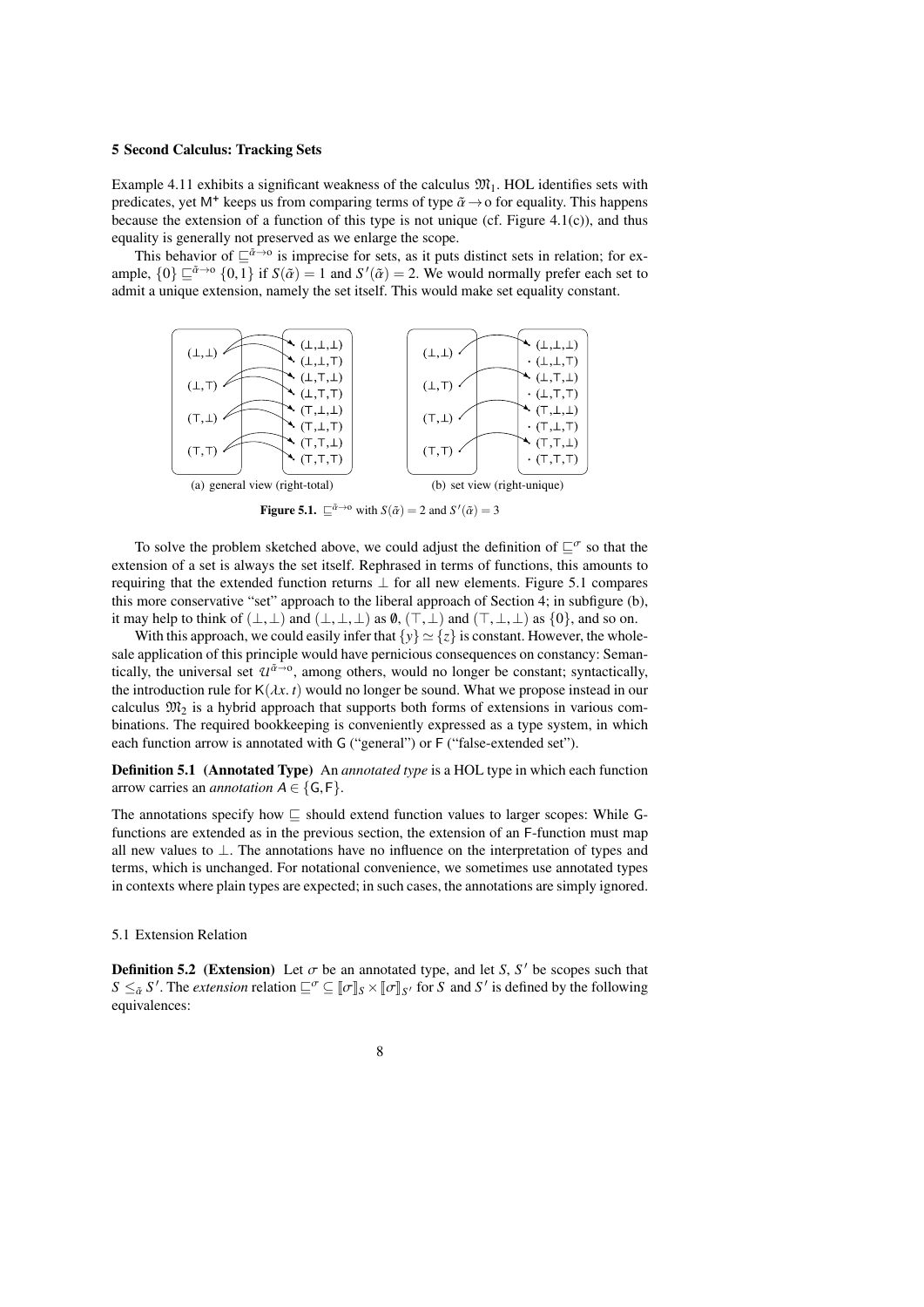## 5 Second Calculus: Tracking Sets

Example 4.11 exhibits a significant weakness of the calculus $\mathfrak{M}_1$. HOL identifies sets with predicates, yet $\mathsf{M}^+$ keeps us from comparing terms of type $\tilde{\alpha} \to o$ for equality. This happens because the extension of a function of this type is not unique (cf. Figure 4.1(c)), and thus equality is generally not preserved as we enlarge the scope.

This behavior of $\sqsubseteq^{\tilde{\alpha}\to o}$ is imprecise for sets, as it puts distinct sets in relation; for example, $\{0\} \sqsubseteq^{\tilde{\alpha}\to o} \{0,1\}$ if $S(\tilde{\alpha}) = 1$ and $S'(\tilde{\alpha}) = 2$. We would normally prefer each set to admit a unique extension, namely the set itself. This would make set equality constant.

(a) general view (right-total) (b) set view (right-unique)

**Figure 5.1.** $\sqsubseteq^{\tilde{\alpha}\to o}$ with $S(\tilde{\alpha}) = 2$ and $S'(\tilde{\alpha}) = 3$

To solve the problem sketched above, we could adjust the definition of $\sqsubseteq^{\sigma}$ so that the extension of a set is always the set itself. Rephrased in terms of functions, this amounts to requiring that the extended function returns $\bot$ for all new elements. Figure 5.1 compares this more conservative "set" approach to the liberal approach of Section 4; in subfigure (b), it may help to think of $(\bot,\bot)$ and $(\bot,\bot,\bot)$ as $\emptyset$, $(\top,\bot)$ and $(\top,\bot,\bot)$ as $\{0\}$, and so on.

With this approach, we could easily infer that $\{y\} \simeq \{z\}$ is constant. However, the wholesale application of this principle would have pernicious consequences on constancy: Semantically, the universal set $\mathcal{U}^{\tilde{\alpha}\to o}$, among others, would no longer be constant; syntactically, the introduction rule for $\mathsf{K}(\lambda x.\, t)$ would no longer be sound. What we propose instead in our calculus $\mathfrak{M}_2$ is a hybrid approach that supports both forms of extensions in various combinations. The required bookkeeping is conveniently expressed as a type system, in which each function arrow is annotated with $\mathsf{G}$ ("general") or $\mathsf{F}$ ("false-extended set").

**Definition 5.1 (Annotated Type)** An *annotated type* is a HOL type in which each function arrow carries an *annotation* $\mathsf{A} \in \{\mathsf{G}, \mathsf{F}\}$.

The annotations specify how $\sqsubseteq$ should extend function values to larger scopes: While $\mathsf{G}$-functions are extended as in the previous section, the extension of an $\mathsf{F}$-function must map all new values to $\bot$. The annotations have no influence on the interpretation of types and terms, which is unchanged. For notational convenience, we sometimes use annotated types in contexts where plain types are expected; in such cases, the annotations are simply ignored.

### 5.1 Extension Relation

**Definition 5.2 (Extension)** Let $\sigma$ be an annotated type, and let $S$, $S'$ be scopes such that $S \leq_{\tilde{\alpha}} S'$. The *extension* relation $\sqsubseteq^{\sigma} \subseteq [\![\sigma]\!]_S \times [\![\sigma]\!]_{S'}$ for $S$ and $S'$ is defined by the following equivalences: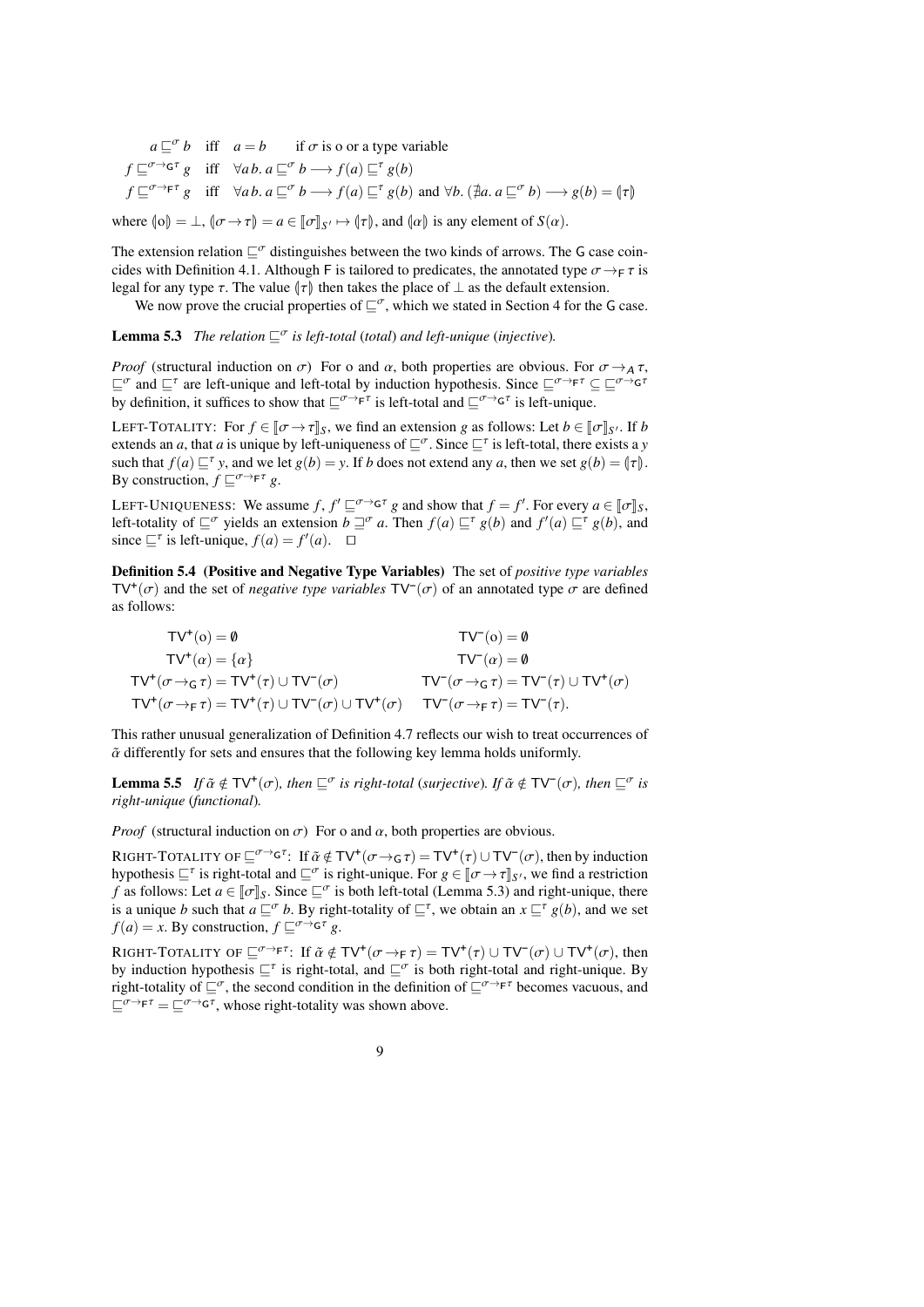$$
\begin{array}{lll}
a \sqsubseteq^{\sigma} b & \text{iff} \quad a = b & \text{if } \sigma \text{ is o or a type variable} \\
f \sqsubseteq^{\sigma \to_{\mathsf{G}} \tau} g & \text{iff} \quad \forall a\, b.\; a \sqsubseteq^{\sigma} b \longrightarrow f(a) \sqsubseteq^{\tau} g(b) & \\
f \sqsubseteq^{\sigma \to_{\mathsf{F}} \tau} g & \text{iff} \quad \forall a\, b.\; a \sqsubseteq^{\sigma} b \longrightarrow f(a) \sqsubseteq^{\tau} g(b) \text{ and } \forall b.\, (\nexists a.\; a \sqsubseteq^{\sigma} b) \longrightarrow g(b) = (\!|\tau|\!) &
\end{array}
$$

where $(\!|\mathrm{o}|\!) = \bot$, $(\!|\sigma \to \tau|\!) = a \in [\![\sigma]\!]_{S'} \mapsto (\!|\tau|\!)$, and $(\!|\alpha|\!)$ is any element of $S(\alpha)$.

The extension relation $\sqsubseteq^{\sigma}$ distinguishes between the two kinds of arrows. The $\mathsf{G}$ case coincides with Definition 4.1. Although $\mathsf{F}$ is tailored to predicates, the annotated type $\sigma \to_{\mathsf{F}} \tau$ is legal for any type $\tau$. The value $(\!|\tau|\!)$ then takes the place of $\bot$ as the default extension.

We now prove the crucial properties of $\sqsubseteq^{\sigma}$, which we stated in Section 4 for the $\mathsf{G}$ case.

**Lemma 5.3** *The relation $\sqsubseteq^{\sigma}$ is left-total (total) and left-unique (injective).*

*Proof* (structural induction on $\sigma$) For o and $\alpha$, both properties are obvious. For $\sigma \to_A \tau$, $\sqsubseteq^{\sigma}$ and $\sqsubseteq^{\tau}$ are left-unique and left-total by induction hypothesis. Since $\sqsubseteq^{\sigma \to_{\mathsf{F}} \tau} \subseteq \sqsubseteq^{\sigma \to_{\mathsf{G}} \tau}$ by definition, it suffices to show that $\sqsubseteq^{\sigma \to_{\mathsf{F}} \tau}$ is left-total and $\sqsubseteq^{\sigma \to_{\mathsf{G}} \tau}$ is left-unique.

LEFT-TOTALITY: For $f \in [\![\sigma \to \tau]\!]_S$, we find an extension $g$ as follows: Let $b \in [\![\sigma]\!]_{S'}$. If $b$ extends an $a$, that $a$ is unique by left-uniqueness of $\sqsubseteq^{\sigma}$. Since $\sqsubseteq^{\tau}$ is left-total, there exists a $y$ such that $f(a) \sqsubseteq^{\tau} y$, and we let $g(b) = y$. If $b$ does not extend any $a$, then we set $g(b) = (\!|\tau|\!)$. By construction, $f \sqsubseteq^{\sigma \to_{\mathsf{F}} \tau} g$.

LEFT-UNIQUENESS: We assume $f, f' \sqsubseteq^{\sigma \to_{\mathsf{G}} \tau} g$ and show that $f = f'$. For every $a \in [\![\sigma]\!]_S$, left-totality of $\sqsubseteq^{\sigma}$ yields an extension $b \sqsupseteq^{\sigma} a$. Then $f(a) \sqsubseteq^{\tau} g(b)$ and $f'(a) \sqsubseteq^{\tau} g(b)$, and since $\sqsubseteq^{\tau}$ is left-unique, $f(a) = f'(a)$. $\square$

**Definition 5.4 (Positive and Negative Type Variables)** The set of *positive type variables* $\mathsf{TV}^{+}(\sigma)$ and the set of *negative type variables* $\mathsf{TV}^{-}(\sigma)$ of an annotated type $\sigma$ are defined as follows:

$$
\begin{array}{ll}
\mathsf{TV}^{+}(\mathrm{o}) = \emptyset & \mathsf{TV}^{-}(\mathrm{o}) = \emptyset \\
\mathsf{TV}^{+}(\alpha) = \{\alpha\} & \mathsf{TV}^{-}(\alpha) = \emptyset \\
\mathsf{TV}^{+}(\sigma \to_{\mathsf{G}} \tau) = \mathsf{TV}^{+}(\tau) \cup \mathsf{TV}^{-}(\sigma) & \mathsf{TV}^{-}(\sigma \to_{\mathsf{G}} \tau) = \mathsf{TV}^{-}(\tau) \cup \mathsf{TV}^{+}(\sigma) \\
\mathsf{TV}^{+}(\sigma \to_{\mathsf{F}} \tau) = \mathsf{TV}^{+}(\tau) \cup \mathsf{TV}^{-}(\sigma) \cup \mathsf{TV}^{+}(\sigma) & \mathsf{TV}^{-}(\sigma \to_{\mathsf{F}} \tau) = \mathsf{TV}^{-}(\tau).
\end{array}
$$

This rather unusual generalization of Definition 4.7 reflects our wish to treat occurrences of $\tilde{\alpha}$ differently for sets and ensures that the following key lemma holds uniformly.

**Lemma 5.5** *If $\tilde{\alpha} \notin \mathsf{TV}^{+}(\sigma)$, then $\sqsubseteq^{\sigma}$ is right-total (surjective). If $\tilde{\alpha} \notin \mathsf{TV}^{-}(\sigma)$, then $\sqsubseteq^{\sigma}$ is right-unique (functional).*

*Proof* (structural induction on $\sigma$) For o and $\alpha$, both properties are obvious.

RIGHT-TOTALITY OF $\sqsubseteq^{\sigma \to_{\mathsf{G}} \tau}$: If $\tilde{\alpha} \notin \mathsf{TV}^{+}(\sigma \to_{\mathsf{G}} \tau) = \mathsf{TV}^{+}(\tau) \cup \mathsf{TV}^{-}(\sigma)$, then by induction hypothesis $\sqsubseteq^{\tau}$ is right-total and $\sqsubseteq^{\sigma}$ is right-unique. For $g \in [\![\sigma \to \tau]\!]_{S'}$, we find a restriction $f$ as follows: Let $a \in [\![\sigma]\!]_S$. Since $\sqsubseteq^{\sigma}$ is both left-total (Lemma 5.3) and right-unique, there is a unique $b$ such that $a \sqsubseteq^{\sigma} b$. By right-totality of $\sqsubseteq^{\tau}$, we obtain an $x \sqsubseteq^{\tau} g(b)$, and we set $f(a) = x$. By construction, $f \sqsubseteq^{\sigma \to_{\mathsf{G}} \tau} g$.

RIGHT-TOTALITY OF $\sqsubseteq^{\sigma \to_{\mathsf{F}} \tau}$: If $\tilde{\alpha} \notin \mathsf{TV}^{+}(\sigma \to_{\mathsf{F}} \tau) = \mathsf{TV}^{+}(\tau) \cup \mathsf{TV}^{-}(\sigma) \cup \mathsf{TV}^{+}(\sigma)$, then by induction hypothesis $\sqsubseteq^{\tau}$ is right-total, and $\sqsubseteq^{\sigma}$ is both right-total and right-unique. By right-totality of $\sqsubseteq^{\sigma}$, the second condition in the definition of $\sqsubseteq^{\sigma \to_{\mathsf{F}} \tau}$ becomes vacuous, and $\sqsubseteq^{\sigma \to_{\mathsf{F}} \tau} = \sqsubseteq^{\sigma \to_{\mathsf{G}} \tau}$, whose right-totality was shown above.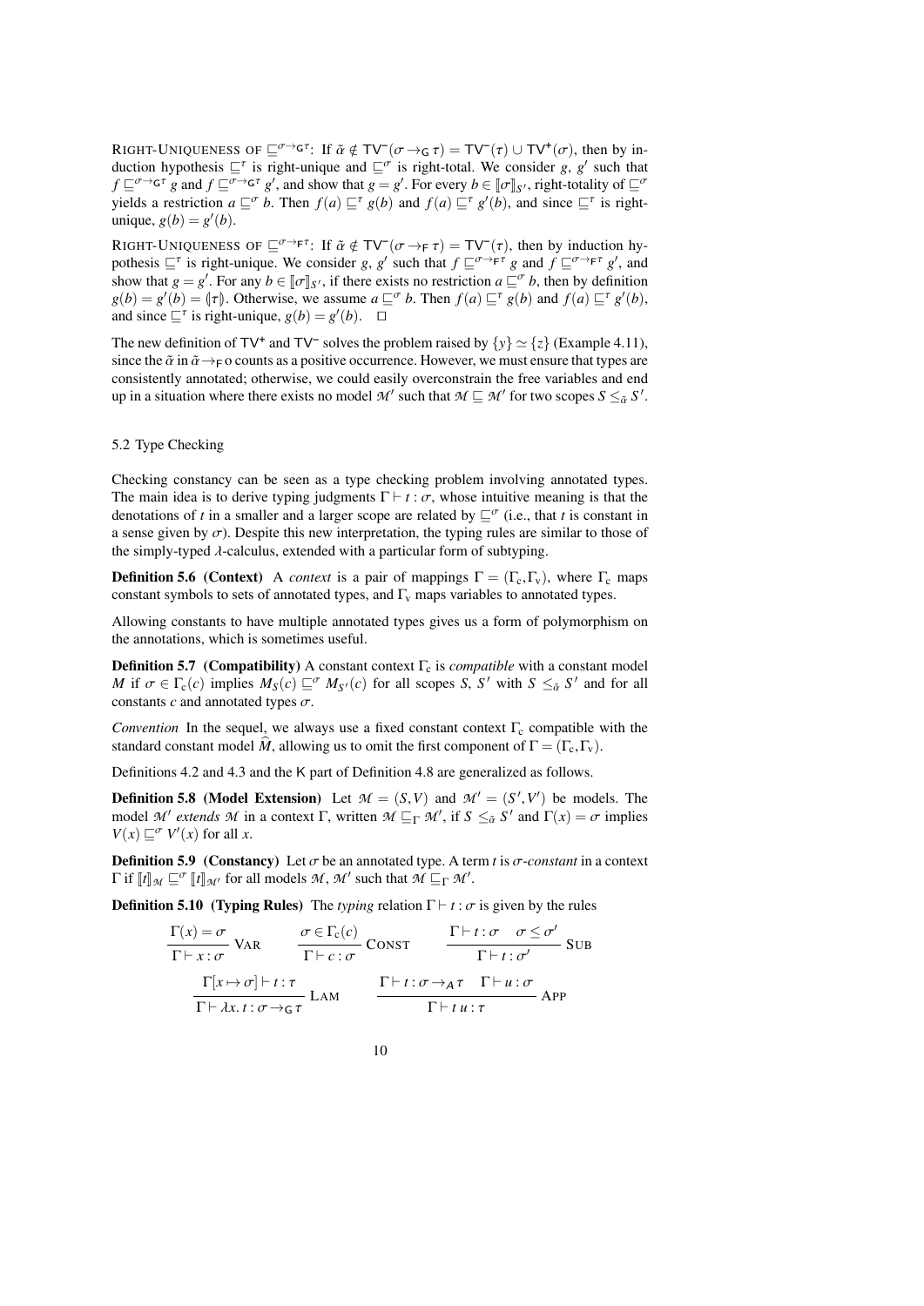RIGHT-UNIQUENESS OF $\sqsubseteq^{\sigma \to_{\mathsf{G}} \tau}$: If $\tilde{\alpha} \notin \mathsf{TV}^{-}(\sigma \to_{\mathsf{G}} \tau) = \mathsf{TV}^{-}(\tau) \cup \mathsf{TV}^{+}(\sigma)$, then by induction hypothesis $\sqsubseteq^{\tau}$ is right-unique and $\sqsubseteq^{\sigma}$ is right-total. We consider $g$, $g'$ such that $f \sqsubseteq^{\sigma \to_{\mathsf{G}} \tau} g$ and $f \sqsubseteq^{\sigma \to_{\mathsf{G}} \tau} g'$, and show that $g = g'$. For every $b \in [\![\sigma]\!]_{S'}$, right-totality of $\sqsubseteq^{\sigma}$ yields a restriction $a \sqsubseteq^{\sigma} b$. Then $f(a) \sqsubseteq^{\tau} g(b)$ and $f(a) \sqsubseteq^{\tau} g'(b)$, and since $\sqsubseteq^{\tau}$ is right-unique, $g(b) = g'(b)$.

RIGHT-UNIQUENESS OF $\sqsubseteq^{\sigma \to_{\mathsf{F}} \tau}$: If $\tilde{\alpha} \notin \mathsf{TV}^{-}(\sigma \to_{\mathsf{F}} \tau) = \mathsf{TV}^{-}(\tau)$, then by induction hypothesis $\sqsubseteq^{\tau}$ is right-unique. We consider $g$, $g'$ such that $f \sqsubseteq^{\sigma \to_{\mathsf{F}} \tau} g$ and $f \sqsubseteq^{\sigma \to_{\mathsf{F}} \tau} g'$, and show that $g = g'$. For any $b \in [\![\sigma]\!]_{S'}$, if there exists no restriction $a \sqsubseteq^{\sigma} b$, then by definition $g(b) = g'(b) = (\!|\tau|\!)$. Otherwise, we assume $a \sqsubseteq^{\sigma} b$. Then $f(a) \sqsubseteq^{\tau} g(b)$ and $f(a) \sqsubseteq^{\tau} g'(b)$, and since $\sqsubseteq^{\tau}$ is right-unique, $g(b) = g'(b)$. $\square$

The new definition of $\mathsf{TV}^{+}$ and $\mathsf{TV}^{-}$ solves the problem raised by $\{y\} \simeq \{z\}$ (Example 4.11), since the $\tilde{\alpha}$ in $\tilde{\alpha} \to_{\mathsf{F}} o$ counts as a positive occurrence. However, we must ensure that types are consistently annotated; otherwise, we could easily overconstrain the free variables and end up in a situation where there exists no model $\mathcal{M}'$ such that $\mathcal{M} \sqsubseteq \mathcal{M}'$ for two scopes $S \leq_{\tilde{\alpha}} S'$.

### 5.2 Type Checking

Checking constancy can be seen as a type checking problem involving annotated types. The main idea is to derive typing judgments $\Gamma \vdash t : \sigma$, whose intuitive meaning is that the denotations of $t$ in a smaller and a larger scope are related by $\sqsubseteq^{\sigma}$ (i.e., that $t$ is constant in a sense given by $\sigma$). Despite this new interpretation, the typing rules are similar to those of the simply-typed $\lambda$-calculus, extended with a particular form of subtyping.

**Definition 5.6 (Context)** A *context* is a pair of mappings $\Gamma = (\Gamma_{\mathrm{c}}, \Gamma_{\mathrm{v}})$, where $\Gamma_{\mathrm{c}}$ maps constant symbols to sets of annotated types, and $\Gamma_{\mathrm{v}}$ maps variables to annotated types.

Allowing constants to have multiple annotated types gives us a form of polymorphism on the annotations, which is sometimes useful.

**Definition 5.7 (Compatibility)** A constant context $\Gamma_{\mathrm{c}}$ is *compatible* with a constant model $M$ if $\sigma \in \Gamma_{\mathrm{c}}(c)$ implies $M_S(c) \sqsubseteq^{\sigma} M_{S'}(c)$ for all scopes $S$, $S'$ with $S \leq_{\tilde{\alpha}} S'$ and for all constants $c$ and annotated types $\sigma$.

*Convention* In the sequel, we always use a fixed constant context $\Gamma_{\mathrm{c}}$ compatible with the standard constant model $\widehat{M}$, allowing us to omit the first component of $\Gamma = (\Gamma_{\mathrm{c}}, \Gamma_{\mathrm{v}})$.

Definitions 4.2 and 4.3 and the K part of Definition 4.8 are generalized as follows.

**Definition 5.8 (Model Extension)** Let $\mathcal{M} = (S, V)$ and $\mathcal{M}' = (S', V')$ be models. The model $\mathcal{M}'$ *extends* $\mathcal{M}$ in a context $\Gamma$, written $\mathcal{M} \sqsubseteq_{\Gamma} \mathcal{M}'$, if $S \leq_{\tilde{\alpha}} S'$ and $\Gamma(x) = \sigma$ implies $V(x) \sqsubseteq^{\sigma} V'(x)$ for all $x$.

**Definition 5.9 (Constancy)** Let $\sigma$ be an annotated type. A term $t$ is $\sigma$-*constant* in a context $\Gamma$ if $[\![t]\!]_{\mathcal{M}} \sqsubseteq^{\sigma} [\![t]\!]_{\mathcal{M}'}$ for all models $\mathcal{M}$, $\mathcal{M}'$ such that $\mathcal{M} \sqsubseteq_{\Gamma} \mathcal{M}'$.

**Definition 5.10 (Typing Rules)** The *typing* relation $\Gamma \vdash t : \sigma$ is given by the rules

$$\frac{\Gamma(x) = \sigma}{\Gamma \vdash x : \sigma}\ \textsc{Var} \qquad \frac{\sigma \in \Gamma_{\mathrm{c}}(c)}{\Gamma \vdash c : \sigma}\ \textsc{Const} \qquad \frac{\Gamma \vdash t : \sigma \quad \sigma \leq \sigma'}{\Gamma \vdash t : \sigma'}\ \textsc{Sub}$$

$$\frac{\Gamma[x \mapsto \sigma] \vdash t : \tau}{\Gamma \vdash \lambda x.\, t : \sigma \to_{\mathsf{G}} \tau}\ \textsc{Lam} \qquad \frac{\Gamma \vdash t : \sigma \to_{A} \tau \quad \Gamma \vdash u : \sigma}{\Gamma \vdash t\, u : \tau}\ \textsc{App}$$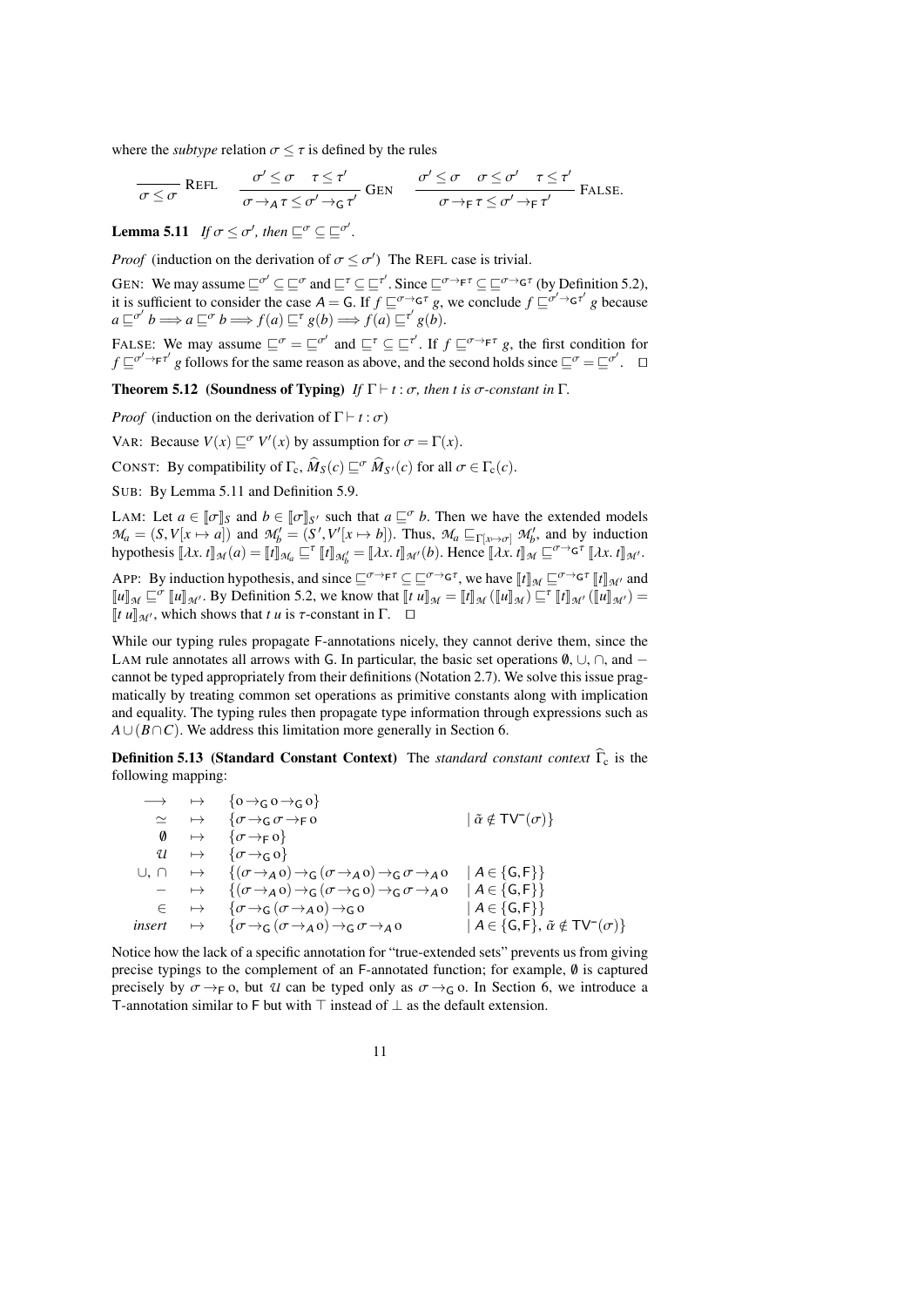where the *subtype* relation $\sigma \leq \tau$ is defined by the rules

$$\frac{}{\sigma \leq \sigma}\ \text{REFL} \qquad \frac{\sigma' \leq \sigma \quad \tau \leq \tau'}{\sigma \rightarrow_A \tau \leq \sigma' \rightarrow_{\mathsf{G}} \tau'}\ \text{GEN} \qquad \frac{\sigma' \leq \sigma \quad \sigma \leq \sigma' \quad \tau \leq \tau'}{\sigma \rightarrow_{\mathsf{F}} \tau \leq \sigma' \rightarrow_{\mathsf{F}} \tau'}\ \text{FALSE}.$$

**Lemma 5.11** *If $\sigma \leq \sigma'$, then $\sqsubseteq^{\sigma} \subseteq \sqsubseteq^{\sigma'}$.*

*Proof* (induction on the derivation of $\sigma \leq \sigma'$) The REFL case is trivial.

GEN: We may assume $\sqsubseteq^{\sigma'} \subseteq \sqsubseteq^{\sigma}$ and $\sqsubseteq^{\tau} \subseteq \sqsubseteq^{\tau'}$. Since $\sqsubseteq^{\sigma \rightarrow_{\mathsf{F}} \tau} \subseteq \sqsubseteq^{\sigma \rightarrow_{\mathsf{G}} \tau}$ (by Definition 5.2), it is sufficient to consider the case $A = \mathsf{G}$. If $f \sqsubseteq^{\sigma \rightarrow_{\mathsf{G}} \tau} g$, we conclude $f \sqsubseteq^{\sigma' \rightarrow_{\mathsf{G}} \tau'} g$ because $a \sqsubseteq^{\sigma'} b \Longrightarrow a \sqsubseteq^{\sigma} b \Longrightarrow f(a) \sqsubseteq^{\tau} g(b) \Longrightarrow f(a) \sqsubseteq^{\tau'} g(b)$.

FALSE: We may assume $\sqsubseteq^{\sigma} = \sqsubseteq^{\sigma'}$ and $\sqsubseteq^{\tau} \subseteq \sqsubseteq^{\tau'}$. If $f \sqsubseteq^{\sigma \rightarrow_{\mathsf{F}} \tau} g$, the first condition for $f \sqsubseteq^{\sigma' \rightarrow_{\mathsf{F}} \tau'} g$ follows for the same reason as above, and the second holds since $\sqsubseteq^{\sigma} = \sqsubseteq^{\sigma'}$. $\square$

**Theorem 5.12 (Soundness of Typing)** *If $\Gamma \vdash t : \sigma$, then $t$ is $\sigma$-constant in $\Gamma$.*

*Proof* (induction on the derivation of $\Gamma \vdash t : \sigma$)

VAR: Because $V(x) \sqsubseteq^{\sigma} V'(x)$ by assumption for $\sigma = \Gamma(x)$.

CONST: By compatibility of $\Gamma_{\mathrm{c}}$, $\widehat{M}_S(c) \sqsubseteq^{\sigma} \widehat{M}_{S'}(c)$ for all $\sigma \in \Gamma_{\mathrm{c}}(c)$.

SUB: By Lemma 5.11 and Definition 5.9.

LAM: Let $a \in [\![\sigma]\!]_S$ and $b \in [\![\sigma]\!]_{S'}$ such that $a \sqsubseteq^{\sigma} b$. Then we have the extended models $\mathcal{M}_a = (S, V[x \mapsto a])$ and $\mathcal{M}'_b = (S', V'[x \mapsto b])$. Thus, $\mathcal{M}_a \sqsubseteq_{\Gamma[x \mapsto \sigma]} \mathcal{M}'_b$, and by induction hypothesis $[\![\lambda x.\, t]\!]_{\mathcal{M}}(a) = [\![t]\!]_{\mathcal{M}_a} \sqsubseteq^{\tau} [\![t]\!]_{\mathcal{M}'_b} = [\![\lambda x.\, t]\!]_{\mathcal{M}'}(b)$. Hence $[\![\lambda x.\, t]\!]_{\mathcal{M}} \sqsubseteq^{\sigma \rightarrow_{\mathsf{G}} \tau} [\![\lambda x.\, t]\!]_{\mathcal{M}'}$.

APP: By induction hypothesis, and since $\sqsubseteq^{\sigma \rightarrow_{\mathsf{F}} \tau} \subseteq \sqsubseteq^{\sigma \rightarrow_{\mathsf{G}} \tau}$, we have $[\![t]\!]_{\mathcal{M}} \sqsubseteq^{\sigma \rightarrow_{\mathsf{G}} \tau} [\![t]\!]_{\mathcal{M}'}$ and $[\![u]\!]_{\mathcal{M}} \sqsubseteq^{\sigma} [\![u]\!]_{\mathcal{M}'}$. By Definition 5.2, we know that $[\![t\ u]\!]_{\mathcal{M}} = [\![t]\!]_{\mathcal{M}}([\![u]\!]_{\mathcal{M}}) \sqsubseteq^{\tau} [\![t]\!]_{\mathcal{M}'}([\![u]\!]_{\mathcal{M}'}) = [\![t\ u]\!]_{\mathcal{M}'}$, which shows that $t\ u$ is $\tau$-constant in $\Gamma$. $\square$

While our typing rules propagate F-annotations nicely, they cannot derive them, since the LAM rule annotates all arrows with G. In particular, the basic set operations $\emptyset$, $\cup$, $\cap$, and $-$ cannot be typed appropriately from their definitions (Notation 2.7). We solve this issue pragmatically by treating common set operations as primitive constants along with implication and equality. The typing rules then propagate type information through expressions such as $A \cup (B \cap C)$. We address this limitation more generally in Section 6.

**Definition 5.13 (Standard Constant Context)** The *standard constant context* $\widehat{\Gamma}_{\mathrm{c}}$ is the following mapping:

$$\begin{array}{lll}
\longrightarrow & \mapsto & \{o \rightarrow_{\mathsf{G}} o \rightarrow_{\mathsf{G}} o\} \\
\simeq & \mapsto & \{\sigma \rightarrow_{\mathsf{G}} \sigma \rightarrow_{\mathsf{F}} o \quad \mid \tilde{\alpha} \notin \mathsf{TV}^{-}(\sigma)\} \\
\emptyset & \mapsto & \{\sigma \rightarrow_{\mathsf{F}} o\} \\
\mathcal{U} & \mapsto & \{\sigma \rightarrow_{\mathsf{G}} o\} \\
\cup,\, \cap & \mapsto & \{(\sigma \rightarrow_A o) \rightarrow_{\mathsf{G}} (\sigma \rightarrow_A o) \rightarrow_{\mathsf{G}} \sigma \rightarrow_A o \quad \mid A \in \{\mathsf{G}, \mathsf{F}\}\} \\
- & \mapsto & \{(\sigma \rightarrow_A o) \rightarrow_{\mathsf{G}} (\sigma \rightarrow_{\mathsf{G}} o) \rightarrow_{\mathsf{G}} \sigma \rightarrow_A o \quad \mid A \in \{\mathsf{G}, \mathsf{F}\}\} \\
\in & \mapsto & \{\sigma \rightarrow_{\mathsf{G}} (\sigma \rightarrow_A o) \rightarrow_{\mathsf{G}} o \quad \mid A \in \{\mathsf{G}, \mathsf{F}\}\} \\
\mathit{insert} & \mapsto & \{\sigma \rightarrow_{\mathsf{G}} (\sigma \rightarrow_A o) \rightarrow_{\mathsf{G}} \sigma \rightarrow_A o \quad \mid A \in \{\mathsf{G}, \mathsf{F}\},\ \tilde{\alpha} \notin \mathsf{TV}^{-}(\sigma)\}
\end{array}$$

Notice how the lack of a specific annotation for "true-extended sets" prevents us from giving precise typings to the complement of an F-annotated function; for example, $\emptyset$ is captured precisely by $\sigma \rightarrow_{\mathsf{F}} o$, but $\mathcal{U}$ can be typed only as $\sigma \rightarrow_{\mathsf{G}} o$. In Section 6, we introduce a T-annotation similar to F but with $\top$ instead of $\bot$ as the default extension.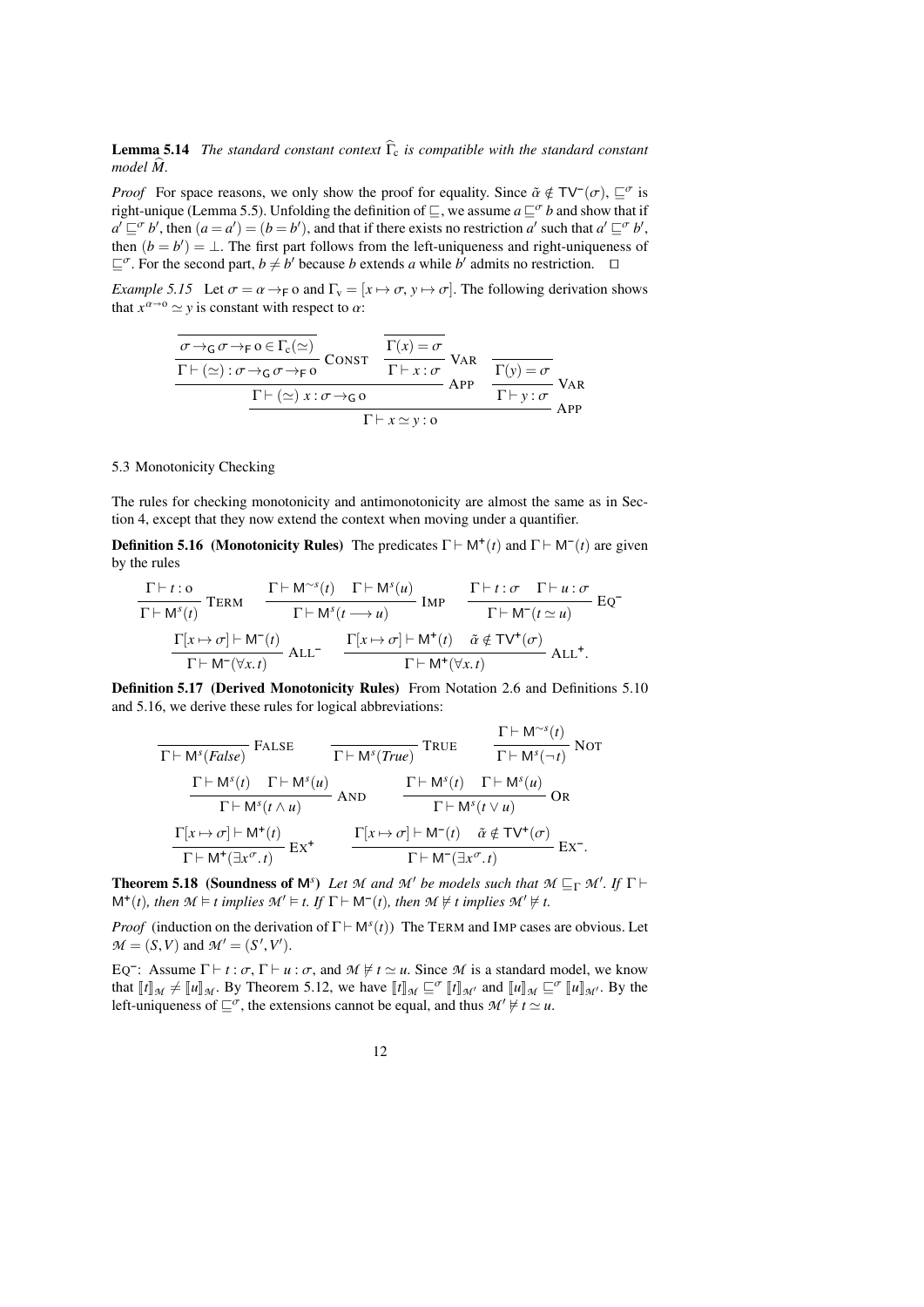**Lemma 5.14** *The standard constant context $\widehat{\Gamma}_{\mathrm{c}}$ is compatible with the standard constant model $\widehat{M}$.*

*Proof* For space reasons, we only show the proof for equality. Since $\tilde{\alpha} \notin \mathsf{TV}^{-}(\sigma)$, $\sqsubseteq^{\sigma}$ is right-unique (Lemma 5.5). Unfolding the definition of $\sqsubseteq$, we assume $a \sqsubseteq^{\sigma} b$ and show that if $a' \sqsubseteq^{\sigma} b'$, then $(a = a') = (b = b')$, and that if there exists no restriction $a'$ such that $a' \sqsubseteq^{\sigma} b'$, then $(b = b') = \bot$. The first part follows from the left-uniqueness and right-uniqueness of $\sqsubseteq^{\sigma}$. For the second part, $b \neq b'$ because $b$ extends $a$ while $b'$ admits no restriction. $\square$

*Example 5.15* Let $\sigma = \alpha \to_{\mathsf{F}} o$ and $\Gamma_{\mathrm{v}} = [x \mapsto \sigma,\, y \mapsto \sigma]$. The following derivation shows that $x^{\alpha \to o} \simeq y$ is constant with respect to $\alpha$:

$$\dfrac{\dfrac{\dfrac{}{\sigma \to_{\mathsf{G}} \sigma \to_{\mathsf{F}} o \in \Gamma_{\mathrm{c}}(\simeq)}}{\Gamma \vdash (\simeq) : \sigma \to_{\mathsf{G}} \sigma \to_{\mathsf{F}} o}\ \textsc{Const} \qquad \dfrac{\dfrac{}{\Gamma(x) = \sigma}}{\Gamma \vdash x : \sigma}\ \textsc{Var}}{\Gamma \vdash (\simeq)\ x : \sigma \to_{\mathsf{G}} o}\ \textsc{App} \qquad \dfrac{\dfrac{}{\Gamma(y) = \sigma}}{\Gamma \vdash y : \sigma}\ \textsc{Var}$$
$$\dfrac{\qquad\qquad\qquad\qquad\qquad\qquad}{\Gamma \vdash x \simeq y : o}\ \textsc{App}$$

### 5.3 Monotonicity Checking

The rules for checking monotonicity and antimonotonicity are almost the same as in Section 4, except that they now extend the context when moving under a quantifier.

**Definition 5.16 (Monotonicity Rules)** The predicates $\Gamma \vdash \mathsf{M}^{+}(t)$ and $\Gamma \vdash \mathsf{M}^{-}(t)$ are given by the rules

$$\dfrac{\Gamma \vdash t : o}{\Gamma \vdash \mathsf{M}^{s}(t)}\ \textsc{Term} \qquad \dfrac{\Gamma \vdash \mathsf{M}^{\sim s}(t) \quad \Gamma \vdash \mathsf{M}^{s}(u)}{\Gamma \vdash \mathsf{M}^{s}(t \longrightarrow u)}\ \textsc{Imp} \qquad \dfrac{\Gamma \vdash t : \sigma \quad \Gamma \vdash u : \sigma}{\Gamma \vdash \mathsf{M}^{-}(t \simeq u)}\ \textsc{Eq}^{-}$$

$$\dfrac{\Gamma[x \mapsto \sigma] \vdash \mathsf{M}^{-}(t)}{\Gamma \vdash \mathsf{M}^{-}(\forall x.\, t)}\ \textsc{All}^{-} \qquad \dfrac{\Gamma[x \mapsto \sigma] \vdash \mathsf{M}^{+}(t) \quad \tilde{\alpha} \notin \mathsf{TV}^{+}(\sigma)}{\Gamma \vdash \mathsf{M}^{+}(\forall x.\, t)}\ \textsc{All}^{+}.$$

**Definition 5.17 (Derived Monotonicity Rules)** From Notation 2.6 and Definitions 5.10 and 5.16, we derive these rules for logical abbreviations:

$$\dfrac{}{\Gamma \vdash \mathsf{M}^{s}(\mathit{False})}\ \textsc{False} \qquad \dfrac{}{\Gamma \vdash \mathsf{M}^{s}(\mathit{True})}\ \textsc{True} \qquad \dfrac{\Gamma \vdash \mathsf{M}^{\sim s}(t)}{\Gamma \vdash \mathsf{M}^{s}(\neg t)}\ \textsc{Not}$$

$$\dfrac{\Gamma \vdash \mathsf{M}^{s}(t) \quad \Gamma \vdash \mathsf{M}^{s}(u)}{\Gamma \vdash \mathsf{M}^{s}(t \wedge u)}\ \textsc{And} \qquad \dfrac{\Gamma \vdash \mathsf{M}^{s}(t) \quad \Gamma \vdash \mathsf{M}^{s}(u)}{\Gamma \vdash \mathsf{M}^{s}(t \vee u)}\ \textsc{Or}$$

$$\dfrac{\Gamma[x \mapsto \sigma] \vdash \mathsf{M}^{+}(t)}{\Gamma \vdash \mathsf{M}^{+}(\exists x^{\sigma}.\, t)}\ \textsc{Ex}^{+} \qquad \dfrac{\Gamma[x \mapsto \sigma] \vdash \mathsf{M}^{-}(t) \quad \tilde{\alpha} \notin \mathsf{TV}^{+}(\sigma)}{\Gamma \vdash \mathsf{M}^{-}(\exists x^{\sigma}.\, t)}\ \textsc{Ex}^{-}.$$

**Theorem 5.18 (Soundness of $\mathsf{M}^{s}$)** *Let $\mathcal{M}$ and $\mathcal{M}'$ be models such that $\mathcal{M} \sqsubseteq_{\Gamma} \mathcal{M}'$. If $\Gamma \vdash \mathsf{M}^{+}(t)$, then $\mathcal{M} \vDash t$ implies $\mathcal{M}' \vDash t$. If $\Gamma \vdash \mathsf{M}^{-}(t)$, then $\mathcal{M} \nvDash t$ implies $\mathcal{M}' \nvDash t$.*

*Proof* (induction on the derivation of $\Gamma \vdash \mathsf{M}^{s}(t)$) The Term and Imp cases are obvious. Let $\mathcal{M} = (S, V)$ and $\mathcal{M}' = (S', V')$.

Eq$^{-}$: Assume $\Gamma \vdash t : \sigma$, $\Gamma \vdash u : \sigma$, and $\mathcal{M} \nvDash t \simeq u$. Since $\mathcal{M}$ is a standard model, we know that $[\![t]\!]_{\mathcal{M}} \neq [\![u]\!]_{\mathcal{M}}$. By Theorem 5.12, we have $[\![t]\!]_{\mathcal{M}} \sqsubseteq^{\sigma} [\![t]\!]_{\mathcal{M}'}$ and $[\![u]\!]_{\mathcal{M}} \sqsubseteq^{\sigma} [\![u]\!]_{\mathcal{M}'}$. By the left-uniqueness of $\sqsubseteq^{\sigma}$, the extensions cannot be equal, and thus $\mathcal{M}' \nvDash t \simeq u$.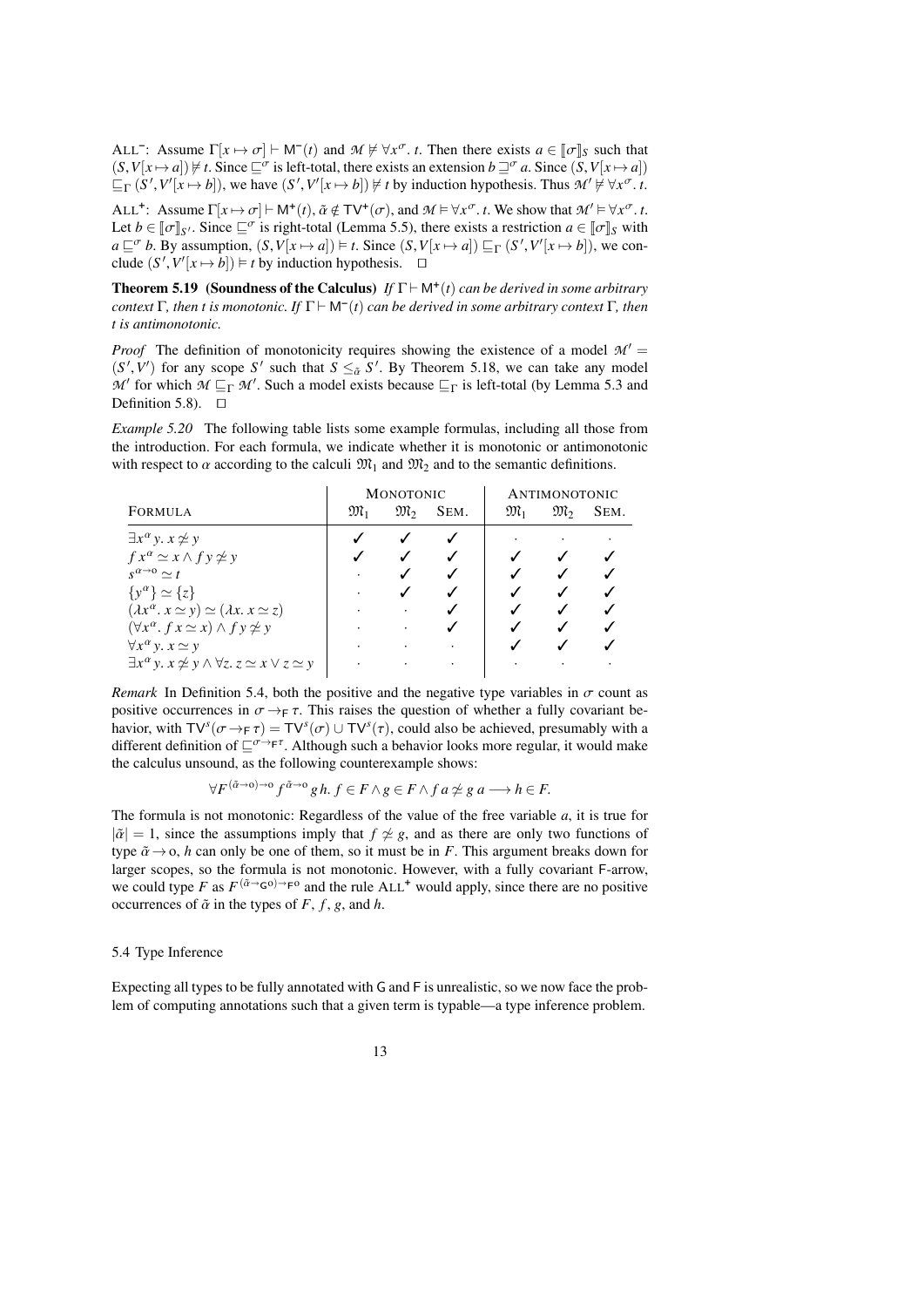ALL$^-$: Assume $\Gamma[x \mapsto \sigma] \vdash \mathsf{M}^-(t)$ and $\mathcal{M} \not\vDash \forall x^\sigma.\ t$. Then there exists $a \in [\![\sigma]\!]_S$ such that $(S, V[x \mapsto a]) \not\vDash t$. Since $\sqsubseteq^\sigma$ is left-total, there exists an extension $b \sqsupseteq^\sigma a$. Since $(S, V[x \mapsto a]) \sqsubseteq_\Gamma (S', V'[x \mapsto b])$, we have $(S', V'[x \mapsto b]) \not\vDash t$ by induction hypothesis. Thus $\mathcal{M}' \not\vDash \forall x^\sigma.\ t$.

ALL$^+$: Assume $\Gamma[x \mapsto \sigma] \vdash \mathsf{M}^+(t)$, $\tilde{\alpha} \notin \mathsf{TV}^+(\sigma)$, and $\mathcal{M} \vDash \forall x^\sigma.\ t$. We show that $\mathcal{M}' \vDash \forall x^\sigma.\ t$. Let $b \in [\![\sigma]\!]_{S'}$. Since $\sqsubseteq^\sigma$ is right-total (Lemma 5.5), there exists a restriction $a \in [\![\sigma]\!]_S$ with $a \sqsubseteq^\sigma b$. By assumption, $(S, V[x \mapsto a]) \vDash t$. Since $(S, V[x \mapsto a]) \sqsubseteq_\Gamma (S', V'[x \mapsto b])$, we conclude $(S', V'[x \mapsto b]) \vDash t$ by induction hypothesis. $\square$

**Theorem 5.19 (Soundness of the Calculus)** *If $\Gamma \vdash \mathsf{M}^+(t)$ can be derived in some arbitrary context $\Gamma$, then $t$ is monotonic. If $\Gamma \vdash \mathsf{M}^-(t)$ can be derived in some arbitrary context $\Gamma$, then $t$ is antimonotonic.*

*Proof* The definition of monotonicity requires showing the existence of a model $\mathcal{M}' = (S', V')$ for any scope $S'$ such that $S \leq_{\tilde{\alpha}} S'$. By Theorem 5.18, we can take any model $\mathcal{M}'$ for which $\mathcal{M} \sqsubseteq_\Gamma \mathcal{M}'$. Such a model exists because $\sqsubseteq_\Gamma$ is left-total (by Lemma 5.3 and Definition 5.8). $\square$

*Example 5.20* The following table lists some example formulas, including all those from the introduction. For each formula, we indicate whether it is monotonic or antimonotonic with respect to $\alpha$ according to the calculi $\mathfrak{M}_1$ and $\mathfrak{M}_2$ and to the semantic definitions.

| Formula | Monotonic | | | Antimonotonic | | |
|---|---|---|---|---|---|---|
| | $\mathfrak{M}_1$ | $\mathfrak{M}_2$ | Sem. | $\mathfrak{M}_1$ | $\mathfrak{M}_2$ | Sem. |
| $\exists x^\alpha\, y.\ x \not\simeq y$ | ✓ | ✓ | ✓ | · | · | · |
| $f\, x^\alpha \simeq x \wedge f\, y \not\simeq y$ | ✓ | ✓ | ✓ | ✓ | ✓ | ✓ |
| $s^{\alpha \to o} \simeq t$ | · | ✓ | ✓ | ✓ | ✓ | ✓ |
| $\{y^\alpha\} \simeq \{z\}$ | · | ✓ | ✓ | ✓ | ✓ | ✓ |
| $(\lambda x^\alpha.\ x \simeq y) \simeq (\lambda x.\ x \simeq z)$ | · | · | ✓ | ✓ | ✓ | ✓ |
| $(\forall x^\alpha.\ f\, x \simeq x) \wedge f\, y \not\simeq y$ | · | · | ✓ | ✓ | ✓ | ✓ |
| $\forall x^\alpha\, y.\ x \simeq y$ | · | · | · | ✓ | ✓ | ✓ |
| $\exists x^\alpha\, y.\ x \not\simeq y \wedge \forall z.\ z \simeq x \vee z \simeq y$ | · | · | · | · | · | · |

*Remark* In Definition 5.4, both the positive and the negative type variables in $\sigma$ count as positive occurrences in $\sigma \to_{\mathsf{F}} \tau$. This raises the question of whether a fully covariant behavior, with $\mathsf{TV}^s(\sigma \to_{\mathsf{F}} \tau) = \mathsf{TV}^s(\sigma) \cup \mathsf{TV}^s(\tau)$, could also be achieved, presumably with a different definition of $\sqsubseteq^{\sigma \to_{\mathsf{F}} \tau}$. Although such a behavior looks more regular, it would make the calculus unsound, as the following counterexample shows:

$$\forall F^{(\tilde{\alpha} \to o) \to o}\, f^{\tilde{\alpha} \to o}\, g\, h.\ f \in F \wedge g \in F \wedge f\, a \not\simeq g\, a \longrightarrow h \in F.$$

The formula is not monotonic: Regardless of the value of the free variable $a$, it is true for $|\tilde{\alpha}| = 1$, since the assumptions imply that $f \not\simeq g$, and as there are only two functions of type $\tilde{\alpha} \to o$, $h$ can only be one of them, so it must be in $F$. This argument breaks down for larger scopes, so the formula is not monotonic. However, with a fully covariant $\mathsf{F}$-arrow, we could type $F$ as $F^{(\tilde{\alpha} \to_{\mathsf{G}} o) \to_{\mathsf{F}} o}$ and the rule ALL$^+$ would apply, since there are no positive occurrences of $\tilde{\alpha}$ in the types of $F$, $f$, $g$, and $h$.

### 5.4 Type Inference

Expecting all types to be fully annotated with $\mathsf{G}$ and $\mathsf{F}$ is unrealistic, so we now face the problem of computing annotations such that a given term is typable—a type inference problem.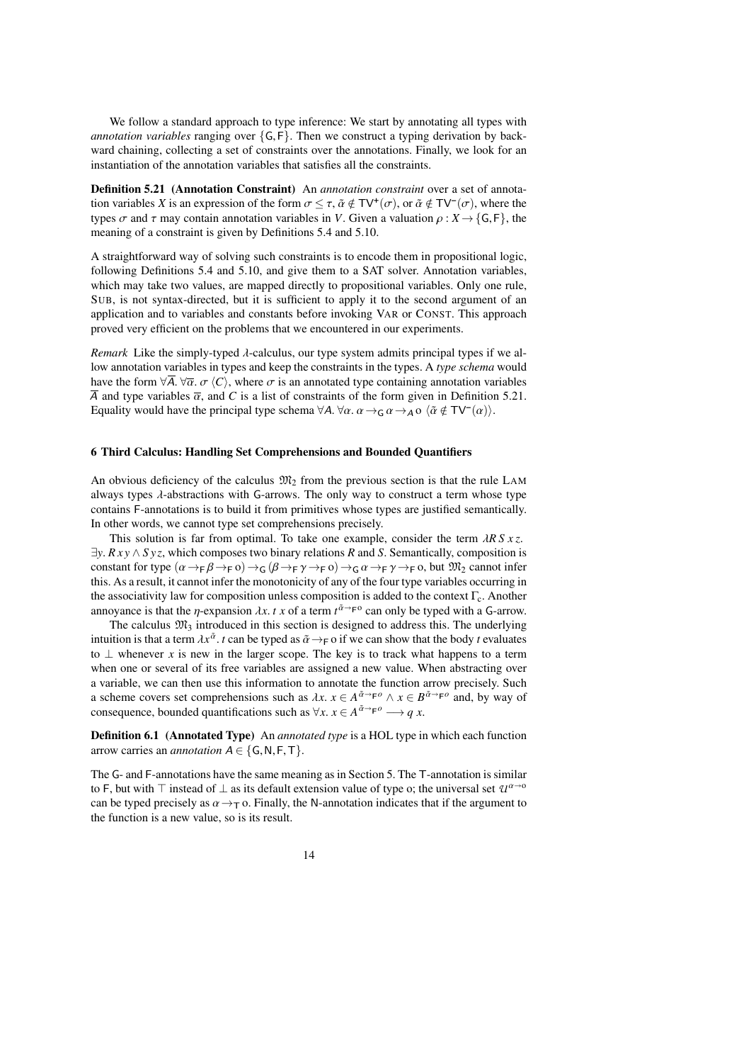We follow a standard approach to type inference: We start by annotating all types with *annotation variables* ranging over $\{\mathsf{G},\mathsf{F}\}$. Then we construct a typing derivation by backward chaining, collecting a set of constraints over the annotations. Finally, we look for an instantiation of the annotation variables that satisfies all the constraints.

**Definition 5.21 (Annotation Constraint)** An *annotation constraint* over a set of annotation variables $X$ is an expression of the form $\sigma \le \tau$, $\tilde{\alpha} \notin \mathsf{TV}^{+}(\sigma)$, or $\tilde{\alpha} \notin \mathsf{TV}^{-}(\sigma)$, where the types $\sigma$ and $\tau$ may contain annotation variables in $V$. Given a valuation $\rho : X \to \{\mathsf{G},\mathsf{F}\}$, the meaning of a constraint is given by Definitions 5.4 and 5.10.

A straightforward way of solving such constraints is to encode them in propositional logic, following Definitions 5.4 and 5.10, and give them to a SAT solver. Annotation variables, which may take two values, are mapped directly to propositional variables. Only one rule, SUB, is not syntax-directed, but it is sufficient to apply it to the second argument of an application and to variables and constants before invoking VAR or CONST. This approach proved very efficient on the problems that we encountered in our experiments.

*Remark* Like the simply-typed $\lambda$-calculus, our type system admits principal types if we allow annotation variables in types and keep the constraints in the types. A *type schema* would have the form $\forall\overline{A}.\,\forall\overline{\alpha}.\,\sigma\ \langle C\rangle$, where $\sigma$ is an annotated type containing annotation variables $\overline{A}$ and type variables $\overline{\alpha}$, and $C$ is a list of constraints of the form given in Definition 5.21. Equality would have the principal type schema $\forall A.\,\forall\alpha.\,\alpha \to_{\mathsf{G}} \alpha \to_{A} o\ \langle \tilde{\alpha} \notin \mathsf{TV}^{-}(\alpha)\rangle$.

## 6 Third Calculus: Handling Set Comprehensions and Bounded Quantifiers

An obvious deficiency of the calculus $\mathfrak{M}_2$ from the previous section is that the rule LAM always types $\lambda$-abstractions with G-arrows. The only way to construct a term whose type contains F-annotations is to build it from primitives whose types are justified semantically. In other words, we cannot type set comprehensions precisely.

This solution is far from optimal. To take one example, consider the term $\lambda R\, S\, x\, z.\ \exists y.\, R\, x\, y \wedge S\, y\, z$, which composes two binary relations $R$ and $S$. Semantically, composition is constant for type $(\alpha \to_{\mathsf{F}} \beta \to_{\mathsf{F}} o) \to_{\mathsf{G}} (\beta \to_{\mathsf{F}} \gamma \to_{\mathsf{F}} o) \to_{\mathsf{G}} \alpha \to_{\mathsf{F}} \gamma \to_{\mathsf{F}} o$, but $\mathfrak{M}_2$ cannot infer this. As a result, it cannot infer the monotonicity of any of the four type variables occurring in the associativity law for composition unless composition is added to the context $\Gamma_{\mathrm{c}}$. Another annoyance is that the $\eta$-expansion $\lambda x.\, t\ x$ of a term $t^{\tilde{\alpha} \to_{\mathsf{F}} o}$ can only be typed with a G-arrow.

The calculus $\mathfrak{M}_3$ introduced in this section is designed to address this. The underlying intuition is that a term $\lambda x^{\tilde{\alpha}}.\, t$ can be typed as $\tilde{\alpha} \to_{\mathsf{F}} o$ if we can show that the body $t$ evaluates to $\perp$ whenever $x$ is new in the larger scope. The key is to track what happens to a term when one or several of its free variables are assigned a new value. When abstracting over a variable, we can then use this information to annotate the function arrow precisely. Such a scheme covers set comprehensions such as $\lambda x.\ x \in A^{\tilde{\alpha} \to_{\mathsf{F}} o} \wedge x \in B^{\tilde{\alpha} \to_{\mathsf{F}} o}$ and, by way of consequence, bounded quantifications such as $\forall x.\ x \in A^{\tilde{\alpha} \to_{\mathsf{F}} o} \longrightarrow q\ x$.

**Definition 6.1 (Annotated Type)** An *annotated type* is a HOL type in which each function arrow carries an *annotation* $A \in \{\mathsf{G},\mathsf{N},\mathsf{F},\mathsf{T}\}$.

The G- and F-annotations have the same meaning as in Section 5. The T-annotation is similar to F, but with $\top$ instead of $\perp$ as its default extension value of type o; the universal set $\mathcal{U}^{\alpha \to o}$ can be typed precisely as $\alpha \to_{\mathsf{T}} o$. Finally, the N-annotation indicates that if the argument to the function is a new value, so is its result.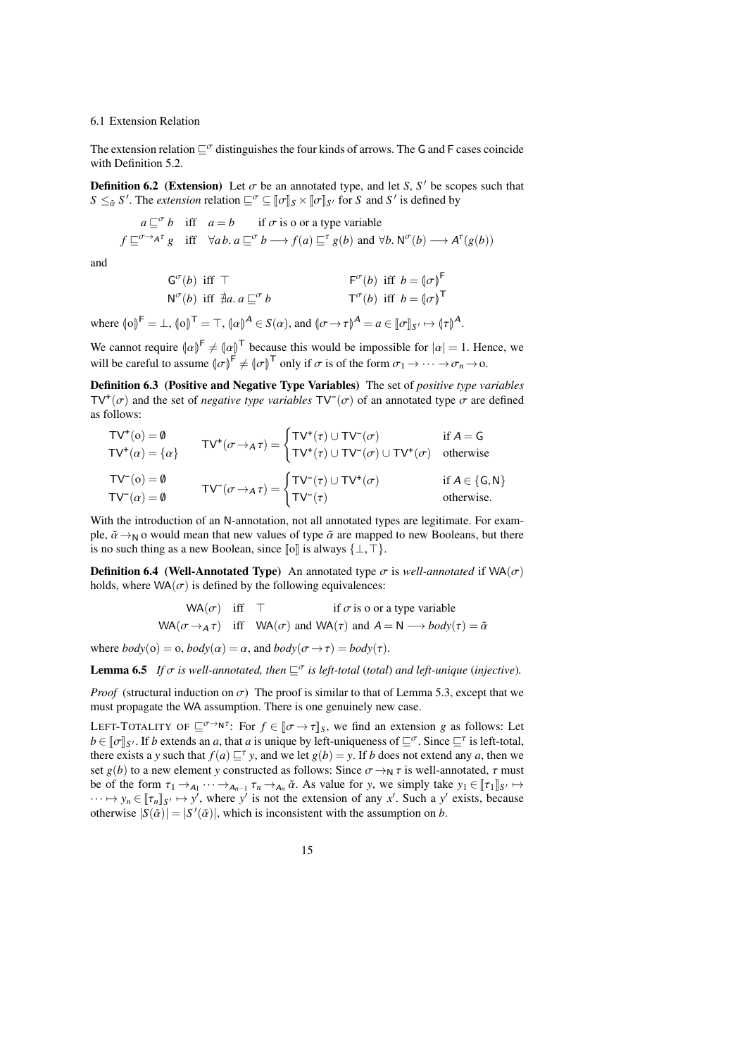### 6.1 Extension Relation

The extension relation $\sqsubseteq^{\sigma}$ distinguishes the four kinds of arrows. The G and F cases coincide with Definition 5.2.

**Definition 6.2 (Extension)** Let $\sigma$ be an annotated type, and let $S$, $S'$ be scopes such that $S \leq_{\tilde{\alpha}} S'$. The *extension* relation $\sqsubseteq^{\sigma} \subseteq [\![\sigma]\!]_S \times [\![\sigma]\!]_{S'}$ for $S$ and $S'$ is defined by

$$a \sqsubseteq^{\sigma} b \quad \text{iff} \quad a = b \qquad \text{if } \sigma \text{ is o or a type variable}$$

$$f \sqsubseteq^{\sigma \to_A \tau} g \quad \text{iff} \quad \forall a\, b.\; a \sqsubseteq^{\sigma} b \longrightarrow f(a) \sqsubseteq^{\tau} g(b) \text{ and } \forall b.\; \mathsf{N}^{\sigma}(b) \longrightarrow A^{\tau}(g(b))$$

and

$$\mathsf{G}^{\sigma}(b) \text{ iff } \top \qquad\qquad \mathsf{F}^{\sigma}(b) \text{ iff } b = (\!|\sigma|\!)^{\mathsf{F}}$$

$$\mathsf{N}^{\sigma}(b) \text{ iff } \nexists a.\; a \sqsubseteq^{\sigma} b \qquad\qquad \mathsf{T}^{\sigma}(b) \text{ iff } b = (\!|\sigma|\!)^{\mathsf{T}}$$

where $(\!|\mathrm{o}|\!)^{\mathsf{F}} = \bot$, $(\!|\mathrm{o}|\!)^{\mathsf{T}} = \top$, $(\!|\alpha|\!)^{A} \in S(\alpha)$, and $(\!|\sigma \to \tau|\!)^{A} = a \in [\![\sigma]\!]_{S'} \mapsto (\!|\tau|\!)^{A}$.

We cannot require $(\!|\alpha|\!)^{\mathsf{F}} \neq (\!|\alpha|\!)^{\mathsf{T}}$ because this would be impossible for $|\alpha| = 1$. Hence, we will be careful to assume $(\!|\sigma|\!)^{\mathsf{F}} \neq (\!|\sigma|\!)^{\mathsf{T}}$ only if $\sigma$ is of the form $\sigma_1 \to \cdots \to \sigma_n \to \mathrm{o}$.

**Definition 6.3 (Positive and Negative Type Variables)** The set of *positive type variables* $\mathsf{TV}^{+}(\sigma)$ and the set of *negative type variables* $\mathsf{TV}^{-}(\sigma)$ of an annotated type $\sigma$ are defined as follows:

$$\mathsf{TV}^{+}(\mathrm{o}) = \emptyset \qquad \mathsf{TV}^{+}(\alpha) = \{\alpha\} \qquad \mathsf{TV}^{+}(\sigma \to_A \tau) = \begin{cases} \mathsf{TV}^{+}(\tau) \cup \mathsf{TV}^{-}(\sigma) & \text{if } A = \mathsf{G} \\ \mathsf{TV}^{+}(\tau) \cup \mathsf{TV}^{-}(\sigma) \cup \mathsf{TV}^{+}(\sigma) & \text{otherwise} \end{cases}$$

$$\mathsf{TV}^{-}(\mathrm{o}) = \emptyset \qquad \mathsf{TV}^{-}(\alpha) = \emptyset \qquad \mathsf{TV}^{-}(\sigma \to_A \tau) = \begin{cases} \mathsf{TV}^{-}(\tau) \cup \mathsf{TV}^{+}(\sigma) & \text{if } A \in \{\mathsf{G}, \mathsf{N}\} \\ \mathsf{TV}^{-}(\tau) & \text{otherwise.} \end{cases}$$

With the introduction of an N-annotation, not all annotated types are legitimate. For example, $\tilde{\alpha} \to_{\mathsf{N}} \mathrm{o}$ would mean that new values of type $\tilde{\alpha}$ are mapped to new Booleans, but there is no such thing as a new Boolean, since $[\![\mathrm{o}]\!]$ is always $\{\bot, \top\}$.

**Definition 6.4 (Well-Annotated Type)** An annotated type $\sigma$ is *well-annotated* if $\mathsf{WA}(\sigma)$ holds, where $\mathsf{WA}(\sigma)$ is defined by the following equivalences:

$$\mathsf{WA}(\sigma) \quad \text{iff} \quad \top \qquad\qquad \text{if } \sigma \text{ is o or a type variable}$$

$$\mathsf{WA}(\sigma \to_A \tau) \quad \text{iff} \quad \mathsf{WA}(\sigma) \text{ and } \mathsf{WA}(\tau) \text{ and } A = \mathsf{N} \longrightarrow \mathit{body}(\tau) = \tilde{\alpha}$$

where $\mathit{body}(\mathrm{o}) = \mathrm{o}$, $\mathit{body}(\alpha) = \alpha$, and $\mathit{body}(\sigma \to \tau) = \mathit{body}(\tau)$.

**Lemma 6.5** *If $\sigma$ is well-annotated, then $\sqsubseteq^{\sigma}$ is left-total* (*total*) *and left-unique* (*injective*)*.*

*Proof* (structural induction on $\sigma$) The proof is similar to that of Lemma 5.3, except that we must propagate the WA assumption. There is one genuinely new case.

LEFT-TOTALITY OF $\sqsubseteq^{\sigma \to_{\mathsf{N}} \tau}$: For $f \in [\![\sigma \to \tau]\!]_S$, we find an extension $g$ as follows: Let $b \in [\![\sigma]\!]_{S'}$. If $b$ extends an $a$, that $a$ is unique by left-uniqueness of $\sqsubseteq^{\sigma}$. Since $\sqsubseteq^{\tau}$ is left-total, there exists a $y$ such that $f(a) \sqsubseteq^{\tau} y$, and we let $g(b) = y$. If $b$ does not extend any $a$, then we set $g(b)$ to a new element $y$ constructed as follows: Since $\sigma \to_{\mathsf{N}} \tau$ is well-annotated, $\tau$ must be of the form $\tau_1 \to_{A_1} \cdots \to_{A_{n-1}} \tau_n \to_{A_n} \tilde{\alpha}$. As value for $y$, we simply take $y_1 \in [\![\tau_1]\!]_{S'} \mapsto \cdots \mapsto y_n \in [\![\tau_n]\!]_{S'} \mapsto y'$, where $y'$ is not the extension of any $x'$. Such a $y'$ exists, because otherwise $|S(\tilde{\alpha})| = |S'(\tilde{\alpha})|$, which is inconsistent with the assumption on $b$.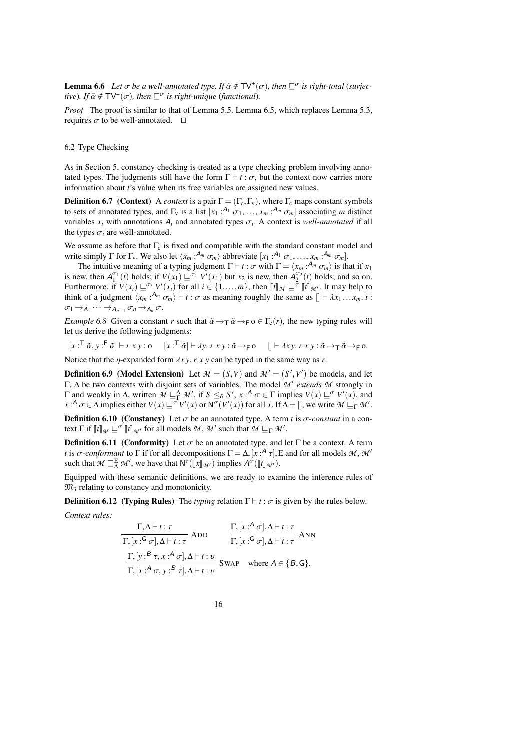**Lemma 6.6** *Let $\sigma$ be a well-annotated type. If $\tilde{\alpha} \notin \mathsf{TV}^{+}(\sigma)$, then $\sqsubseteq^{\sigma}$ is right-total (surjective). If $\tilde{\alpha} \notin \mathsf{TV}^{-}(\sigma)$, then $\sqsubseteq^{\sigma}$ is right-unique (functional).*

*Proof* The proof is similar to that of Lemma 5.5. Lemma 6.5, which replaces Lemma 5.3, requires $\sigma$ to be well-annotated. $\square$

## 6.2 Type Checking

As in Section 5, constancy checking is treated as a type checking problem involving annotated types. The judgments still have the form $\Gamma \vdash t : \sigma$, but the context now carries more information about $t$'s value when its free variables are assigned new values.

**Definition 6.7 (Context)** A *context* is a pair $\Gamma = (\Gamma_{\mathrm{c}}, \Gamma_{\mathrm{v}})$, where $\Gamma_{\mathrm{c}}$ maps constant symbols to sets of annotated types, and $\Gamma_{\mathrm{v}}$ is a list $[x_1 :^{\mathsf{A}_1} \sigma_1, \ldots, x_m :^{\mathsf{A}_m} \sigma_m]$ associating $m$ distinct variables $x_i$ with annotations $\mathsf{A}_i$ and annotated types $\sigma_i$. A context is *well-annotated* if all the types $\sigma_i$ are well-annotated.

We assume as before that $\Gamma_{\mathrm{c}}$ is fixed and compatible with the standard constant model and write simply $\Gamma$ for $\Gamma_{\mathrm{v}}$. We also let $\langle x_m :^{\mathsf{A}_m} \sigma_m \rangle$ abbreviate $[x_1 :^{\mathsf{A}_1} \sigma_1, \ldots, x_m :^{\mathsf{A}_m} \sigma_m]$.

The intuitive meaning of a typing judgment $\Gamma \vdash t : \sigma$ with $\Gamma = \langle x_m :^{\mathsf{A}_m} \sigma_m \rangle$ is that if $x_1$ is new, then $\mathsf{A}_1^{\sigma_1}(t)$ holds; if $V(x_1) \sqsubseteq^{\sigma_1} V'(x_1)$ but $x_2$ is new, then $\mathsf{A}_2^{\sigma_2}(t)$ holds; and so on. Furthermore, if $V(x_i) \sqsubseteq^{\sigma_i} V'(x_i)$ for all $i \in \{1, \ldots, m\}$, then $[\![t]\!]_{\mathcal{M}} \sqsubseteq^{\sigma} [\![t]\!]_{\mathcal{M}'}$. It may help to think of a judgment $\langle x_m :^{\mathsf{A}_m} \sigma_m \rangle \vdash t : \sigma$ as meaning roughly the same as $[] \vdash \lambda x_1 \ldots x_m.\, t : \sigma_1 \rightarrow_{\mathsf{A}_1} \cdots \rightarrow_{\mathsf{A}_{n-1}} \sigma_n \rightarrow_{\mathsf{A}_n} \sigma$.

*Example 6.8* Given a constant $r$ such that $\tilde{\alpha} \rightarrow_{\mathsf{T}} \tilde{\alpha} \rightarrow_{\mathsf{F}} o \in \Gamma_{\mathrm{c}}(r)$, the new typing rules will let us derive the following judgments:

$$[x :^{\mathsf{T}} \tilde{\alpha}, y :^{\mathsf{F}} \tilde{\alpha}] \vdash r\; x\; y : o \qquad [x :^{\mathsf{T}} \tilde{\alpha}] \vdash \lambda y.\, r\; x\; y : \tilde{\alpha} \rightarrow_{\mathsf{F}} o \qquad [] \vdash \lambda x\, y.\, r\; x\; y : \tilde{\alpha} \rightarrow_{\mathsf{T}} \tilde{\alpha} \rightarrow_{\mathsf{F}} o.$$

Notice that the $\eta$-expanded form $\lambda x\, y.\; r\; x\; y$ can be typed in the same way as $r$.

**Definition 6.9 (Model Extension)** Let $\mathcal{M} = (S, V)$ and $\mathcal{M}' = (S', V')$ be models, and let $\Gamma$, $\Delta$ be two contexts with disjoint sets of variables. The model $\mathcal{M}'$ *extends* $\mathcal{M}$ strongly in $\Gamma$ and weakly in $\Delta$, written $\mathcal{M} \sqsubseteq_{\Gamma}^{\Delta} \mathcal{M}'$, if $S \leq_{\tilde{\alpha}} S'$, $x :^{\mathsf{A}} \sigma \in \Gamma$ implies $V(x) \sqsubseteq^{\sigma} V'(x)$, and $x :^{\mathsf{A}} \sigma \in \Delta$ implies either $V(x) \sqsubseteq^{\sigma} V'(x)$ or $\mathsf{N}^{\sigma}(V'(x))$ for all $x$. If $\Delta = []$, we write $\mathcal{M} \sqsubseteq_{\Gamma} \mathcal{M}'$.

**Definition 6.10 (Constancy)** Let $\sigma$ be an annotated type. A term $t$ is $\sigma$-*constant* in a context $\Gamma$ if $[\![t]\!]_{\mathcal{M}} \sqsubseteq^{\sigma} [\![t]\!]_{\mathcal{M}'}$ for all models $\mathcal{M}$, $\mathcal{M}'$ such that $\mathcal{M} \sqsubseteq_{\Gamma} \mathcal{M}'$.

**Definition 6.11 (Conformity)** Let $\sigma$ be an annotated type, and let $\Gamma$ be a context. A term $t$ is $\sigma$-*conformant* to $\Gamma$ if for all decompositions $\Gamma = \Delta, [x :^{\mathsf{A}} \tau], \mathrm{E}$ and for all models $\mathcal{M}$, $\mathcal{M}'$ such that $\mathcal{M} \sqsubseteq_{\Delta}^{\mathrm{E}} \mathcal{M}'$, we have that $\mathsf{N}^{\tau}([\![x]\!]_{\mathcal{M}'})$ implies $\mathsf{A}^{\sigma}([\![t]\!]_{\mathcal{M}'})$.

Equipped with these semantic definitions, we are ready to examine the inference rules of $\mathfrak{M}_3$ relating to constancy and monotonicity.

**Definition 6.12 (Typing Rules)** The *typing* relation $\Gamma \vdash t : \sigma$ is given by the rules below.

*Context rules:*

$$\frac{\Gamma, \Delta \vdash t : \tau}{\Gamma, [x :^{\mathsf{G}} \sigma], \Delta \vdash t : \tau}\ \textsc{Add} \qquad \frac{\Gamma, [x :^{\mathsf{A}} \sigma], \Delta \vdash t : \tau}{\Gamma, [x :^{\mathsf{G}} \sigma], \Delta \vdash t : \tau}\ \textsc{Ann}$$

$$\frac{\Gamma, [y :^{\mathsf{B}} \tau, x :^{\mathsf{A}} \sigma], \Delta \vdash t : \upsilon}{\Gamma, [x :^{\mathsf{A}} \sigma, y :^{\mathsf{B}} \tau], \Delta \vdash t : \upsilon}\ \textsc{Swap} \quad \text{where } \mathsf{A} \in \{\mathsf{B}, \mathsf{G}\}.$$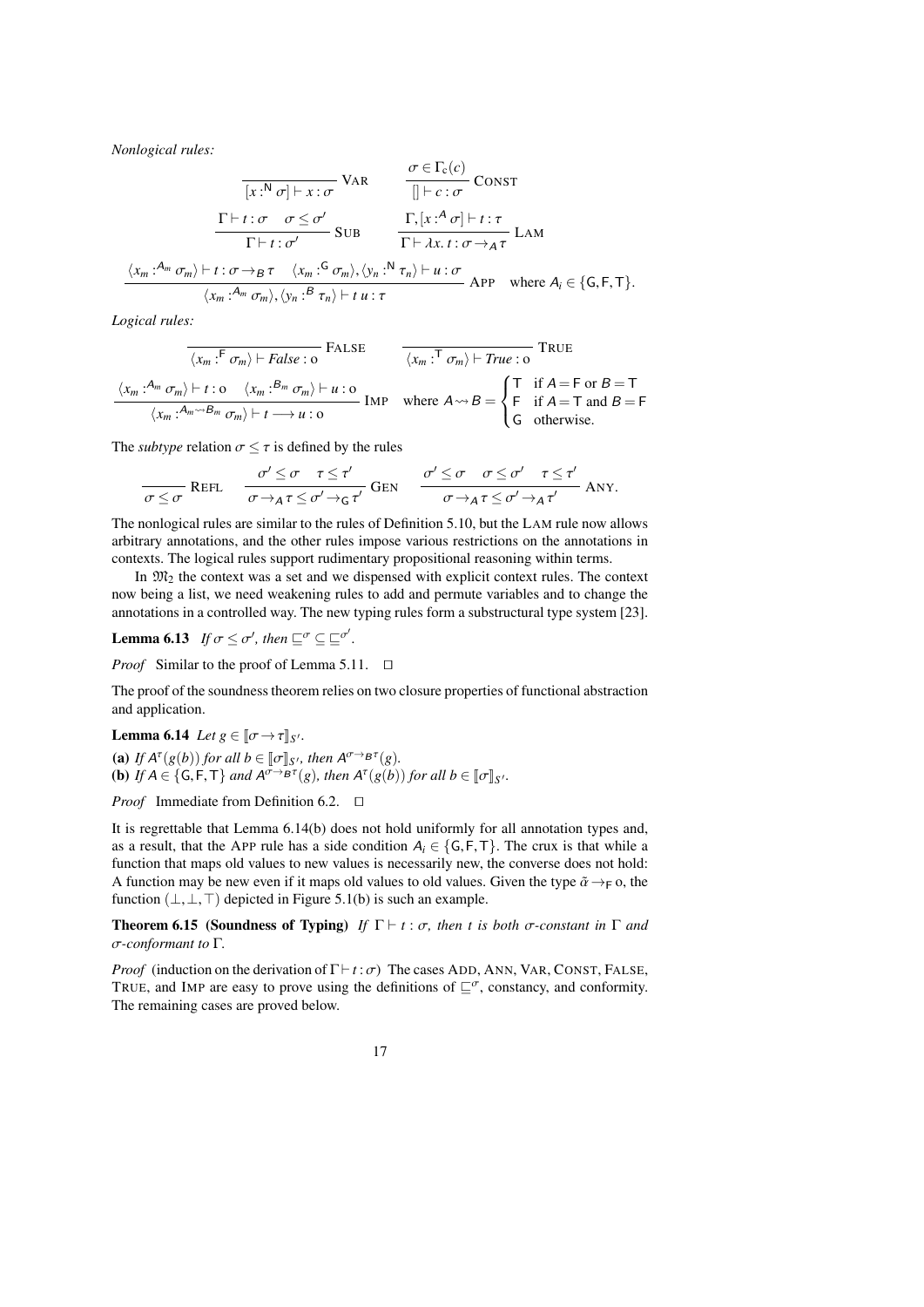*Nonlogical rules:*

$$\frac{}{[x :^{\mathsf{N}} \sigma] \vdash x : \sigma}\ \textsc{Var} \qquad \frac{\sigma \in \Gamma_{\mathrm{c}}(c)}{[] \vdash c : \sigma}\ \textsc{Const}$$

$$\frac{\Gamma \vdash t : \sigma \quad \sigma \leq \sigma'}{\Gamma \vdash t : \sigma'}\ \textsc{Sub} \qquad \frac{\Gamma, [x :^{A} \sigma] \vdash t : \tau}{\Gamma \vdash \lambda x.\, t : \sigma \rightarrow_{A} \tau}\ \textsc{Lam}$$

$$\frac{\langle x_m :^{A_m} \sigma_m \rangle \vdash t : \sigma \rightarrow_{B} \tau \quad \langle x_m :^{\mathsf{G}} \sigma_m \rangle, \langle y_n :^{\mathsf{N}} \tau_n \rangle \vdash u : \sigma}{\langle x_m :^{A_m} \sigma_m \rangle, \langle y_n :^{B} \tau_n \rangle \vdash t\ u : \tau}\ \textsc{App} \quad \text{where } A_i \in \{\mathsf{G}, \mathsf{F}, \mathsf{T}\}.$$

*Logical rules:*

$$\frac{}{\langle x_m :^{\mathsf{F}} \sigma_m \rangle \vdash \mathit{False} : o}\ \textsc{False} \qquad \frac{}{\langle x_m :^{\mathsf{T}} \sigma_m \rangle \vdash \mathit{True} : o}\ \textsc{True}$$

$$\frac{\langle x_m :^{A_m} \sigma_m \rangle \vdash t : o \quad \langle x_m :^{B_m} \sigma_m \rangle \vdash u : o}{\langle x_m :^{A_m \rightsquigarrow B_m} \sigma_m \rangle \vdash t \longrightarrow u : o}\ \textsc{Imp} \quad \text{where } A \rightsquigarrow B = \begin{cases} \mathsf{T} & \text{if } A = \mathsf{F} \text{ or } B = \mathsf{T} \\ \mathsf{F} & \text{if } A = \mathsf{T} \text{ and } B = \mathsf{F} \\ \mathsf{G} & \text{otherwise.} \end{cases}$$

The *subtype* relation $\sigma \leq \tau$ is defined by the rules

$$\frac{}{\sigma \leq \sigma}\ \textsc{Refl} \qquad \frac{\sigma' \leq \sigma \quad \tau \leq \tau'}{\sigma \rightarrow_{A} \tau \leq \sigma' \rightarrow_{\mathsf{G}} \tau'}\ \textsc{Gen} \qquad \frac{\sigma' \leq \sigma \quad \sigma \leq \sigma' \quad \tau \leq \tau'}{\sigma \rightarrow_{A} \tau \leq \sigma' \rightarrow_{A} \tau'}\ \textsc{Any}.$$

The nonlogical rules are similar to the rules of Definition 5.10, but the LAM rule now allows arbitrary annotations, and the other rules impose various restrictions on the annotations in contexts. The logical rules support rudimentary propositional reasoning within terms.

In $\mathfrak{M}_2$ the context was a set and we dispensed with explicit context rules. The context now being a list, we need weakening rules to add and permute variables and to change the annotations in a controlled way. The new typing rules form a substructural type system [23].

**Lemma 6.13** *If $\sigma \leq \sigma'$, then $\sqsubseteq^{\sigma} \subseteq \sqsubseteq^{\sigma'}$.*

*Proof* Similar to the proof of Lemma 5.11. $\square$

The proof of the soundness theorem relies on two closure properties of functional abstraction and application.

**Lemma 6.14** *Let $g \in [\![\sigma \rightarrow \tau]\!]_{S'}$.*

**(a)** *If $A^{\tau}(g(b))$ for all $b \in [\![\sigma]\!]_{S'}$, then $A^{\sigma \rightarrow_{B} \tau}(g)$.*
**(b)** *If $A \in \{\mathsf{G}, \mathsf{F}, \mathsf{T}\}$ and $A^{\sigma \rightarrow_{B} \tau}(g)$, then $A^{\tau}(g(b))$ for all $b \in [\![\sigma]\!]_{S'}$.*

*Proof* Immediate from Definition 6.2. $\square$

It is regrettable that Lemma 6.14(b) does not hold uniformly for all annotation types and, as a result, that the APP rule has a side condition $A_i \in \{\mathsf{G}, \mathsf{F}, \mathsf{T}\}$. The crux is that while a function that maps old values to new values is necessarily new, the converse does not hold: A function may be new even if it maps old values to old values. Given the type $\tilde{\alpha} \rightarrow_{\mathsf{F}} o$, the function $(\bot, \bot, \top)$ depicted in Figure 5.1(b) is such an example.

**Theorem 6.15 (Soundness of Typing)** *If $\Gamma \vdash t : \sigma$, then $t$ is both $\sigma$-constant in $\Gamma$ and $\sigma$-conformant to $\Gamma$.*

*Proof* (induction on the derivation of $\Gamma \vdash t : \sigma$) The cases ADD, ANN, VAR, CONST, FALSE, TRUE, and IMP are easy to prove using the definitions of $\sqsubseteq^{\sigma}$, constancy, and conformity. The remaining cases are proved below.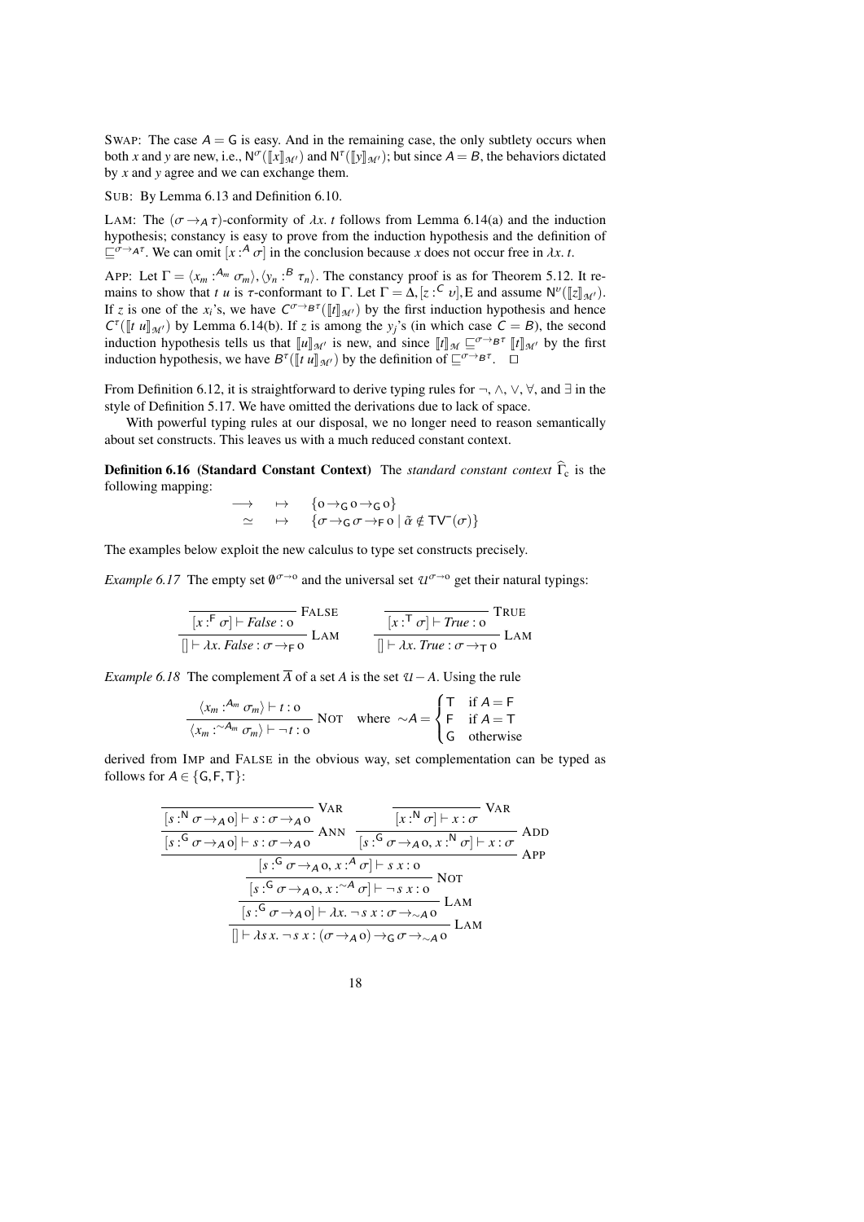SWAP: The case $A = \mathsf{G}$ is easy. And in the remaining case, the only subtlety occurs when both $x$ and $y$ are new, i.e., $\mathsf{N}^{\sigma}([\![x]\!]_{\mathcal{M}'})$ and $\mathsf{N}^{\tau}([\![y]\!]_{\mathcal{M}'})$; but since $A = B$, the behaviors dictated by $x$ and $y$ agree and we can exchange them.

SUB: By Lemma 6.13 and Definition 6.10.

LAM: The $(\sigma \rightarrow_A \tau)$-conformity of $\lambda x.\ t$ follows from Lemma 6.14(a) and the induction hypothesis; constancy is easy to prove from the induction hypothesis and the definition of $\sqsubseteq^{\sigma \rightarrow_A \tau}$. We can omit $[x :^A \sigma]$ in the conclusion because $x$ does not occur free in $\lambda x.\ t$.

APP: Let $\Gamma = \langle x_m :^{A_m} \sigma_m \rangle, \langle y_n :^B \tau_n \rangle$. The constancy proof is as for Theorem 5.12. It remains to show that $t\ u$ is $\tau$-conformant to $\Gamma$. Let $\Gamma = \Delta, [z :^C \upsilon], \mathrm{E}$ and assume $\mathsf{N}^{\upsilon}([\![z]\!]_{\mathcal{M}'})$. If $z$ is one of the $x_i$'s, we have $C^{\sigma \rightarrow_B \tau}([\![t]\!]_{\mathcal{M}'})$ by the first induction hypothesis and hence $C^{\tau}([\![t\ u]\!]_{\mathcal{M}'})$ by Lemma 6.14(b). If $z$ is among the $y_j$'s (in which case $C = B$), the second induction hypothesis tells us that $[\![u]\!]_{\mathcal{M}'}$ is new, and since $[\![t]\!]_{\mathcal{M}} \sqsubseteq^{\sigma \rightarrow_B \tau} [\![t]\!]_{\mathcal{M}'}$ by the first induction hypothesis, we have $B^{\tau}([\![t\ u]\!]_{\mathcal{M}'})$ by the definition of $\sqsubseteq^{\sigma \rightarrow_B \tau}$. $\square$

From Definition 6.12, it is straightforward to derive typing rules for $\neg$, $\wedge$, $\vee$, $\forall$, and $\exists$ in the style of Definition 5.17. We have omitted the derivations due to lack of space.

With powerful typing rules at our disposal, we no longer need to reason semantically about set constructs. This leaves us with a much reduced constant context.

**Definition 6.16 (Standard Constant Context)** The *standard constant context* $\widehat{\Gamma}_{\mathrm{c}}$ is the following mapping:

$$\begin{array}{rcl} \longrightarrow & \mapsto & \{o \rightarrow_{\mathsf{G}} o \rightarrow_{\mathsf{G}} o\} \\ \simeq & \mapsto & \{\sigma \rightarrow_{\mathsf{G}} \sigma \rightarrow_{\mathsf{F}} o \mid \tilde{\alpha} \notin \mathsf{TV}^{-}(\sigma)\} \end{array}$$

The examples below exploit the new calculus to type set constructs precisely.

*Example 6.17* The empty set $\emptyset^{\sigma \rightarrow o}$ and the universal set $\mathcal{U}^{\sigma \rightarrow o}$ get their natural typings:

$$\dfrac{\dfrac{}{[x :^{\mathsf{F}} \sigma] \vdash \mathit{False} : o}\ \textsc{False}}{[] \vdash \lambda x.\ \mathit{False} : \sigma \rightarrow_{\mathsf{F}} o}\ \textsc{Lam} \qquad \dfrac{\dfrac{}{[x :^{\mathsf{T}} \sigma] \vdash \mathit{True} : o}\ \textsc{True}}{[] \vdash \lambda x.\ \mathit{True} : \sigma \rightarrow_{\mathsf{T}} o}\ \textsc{Lam}$$

*Example 6.18* The complement $\overline{A}$ of a set $A$ is the set $\mathcal{U} - A$. Using the rule

$$\dfrac{\langle x_m :^{A_m} \sigma_m \rangle \vdash t : o}{\langle x_m :^{\sim A_m} \sigma_m \rangle \vdash \neg\, t : o}\ \textsc{Not} \quad \text{where } \sim\! A = \begin{cases} \mathsf{T} & \text{if } A = \mathsf{F} \\ \mathsf{F} & \text{if } A = \mathsf{T} \\ \mathsf{G} & \text{otherwise} \end{cases}$$

derived from IMP and FALSE in the obvious way, set complementation can be typed as follows for $A \in \{\mathsf{G}, \mathsf{F}, \mathsf{T}\}$:

$$\dfrac{\dfrac{\dfrac{\dfrac{\dfrac{\dfrac{}{[s :^{\mathsf{N}} \sigma \rightarrow_A o] \vdash s : \sigma \rightarrow_A o}\ \textsc{Var}}{[s :^{\mathsf{G}} \sigma \rightarrow_A o] \vdash s : \sigma \rightarrow_A o}\ \textsc{Ann} \quad \dfrac{\dfrac{}{[x :^{\mathsf{N}} \sigma] \vdash x : \sigma}\ \textsc{Var}}{[s :^{\mathsf{G}} \sigma \rightarrow_A o,\ x :^{\mathsf{N}} \sigma] \vdash x : \sigma}\ \textsc{Add}}{[s :^{\mathsf{G}} \sigma \rightarrow_A o,\ x :^{A} \sigma] \vdash s\ x : o}\ \textsc{App}}{[s :^{\mathsf{G}} \sigma \rightarrow_A o,\ x :^{\sim A} \sigma] \vdash \neg\, s\ x : o}\ \textsc{Not}}{[s :^{\mathsf{G}} \sigma \rightarrow_A o] \vdash \lambda x.\ \neg\, s\ x : \sigma \rightarrow_{\sim A} o}\ \textsc{Lam}}{[] \vdash \lambda s\, x.\ \neg\, s\ x : (\sigma \rightarrow_A o) \rightarrow_{\mathsf{G}} \sigma \rightarrow_{\sim A} o}\ \textsc{Lam}$$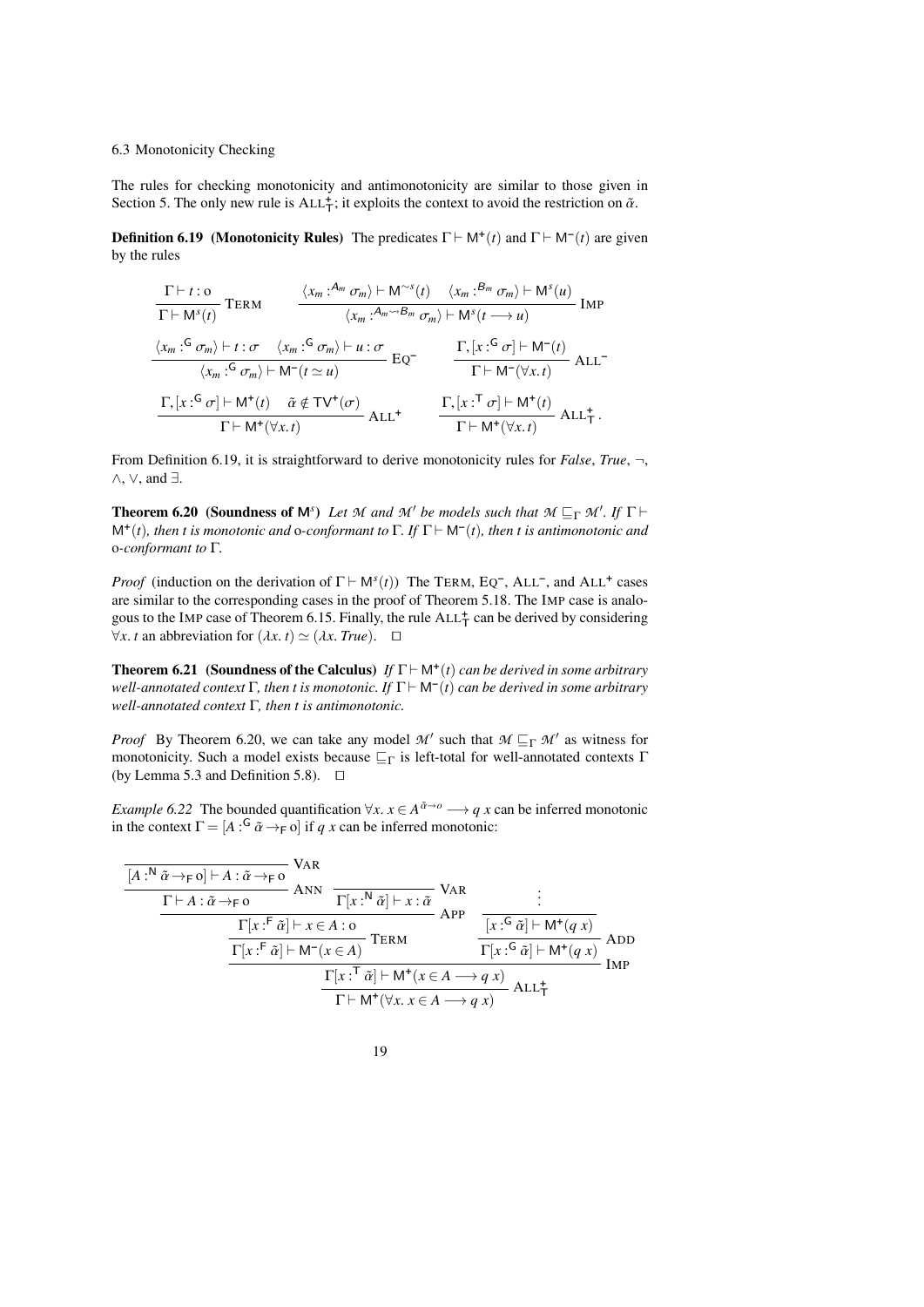### 6.3 Monotonicity Checking

The rules for checking monotonicity and antimonotonicity are similar to those given in Section 5. The only new rule is $\text{ALL}^+_\mathsf{T}$; it exploits the context to avoid the restriction on $\tilde{\alpha}$.

**Definition 6.19 (Monotonicity Rules)** The predicates $\Gamma \vdash \mathsf{M}^+(t)$ and $\Gamma \vdash \mathsf{M}^-(t)$ are given by the rules

$$
\frac{\Gamma \vdash t : o}{\Gamma \vdash \mathsf{M}^s(t)}\ \text{TERM}
\qquad
\frac{\langle x_m :^{A_m} \sigma_m \rangle \vdash \mathsf{M}^{\sim s}(t) \quad \langle x_m :^{B_m} \sigma_m \rangle \vdash \mathsf{M}^s(u)}{\langle x_m :^{A_m \rightsquigarrow B_m} \sigma_m \rangle \vdash \mathsf{M}^s(t \longrightarrow u)}\ \text{IMP}
$$

$$
\frac{\langle x_m :^{\mathsf{G}} \sigma_m \rangle \vdash t : \sigma \quad \langle x_m :^{\mathsf{G}} \sigma_m \rangle \vdash u : \sigma}{\langle x_m :^{\mathsf{G}} \sigma_m \rangle \vdash \mathsf{M}^-(t \simeq u)}\ \text{EQ}^-
\qquad
\frac{\Gamma, [x :^{\mathsf{G}} \sigma] \vdash \mathsf{M}^-(t)}{\Gamma \vdash \mathsf{M}^-(\forall x.\, t)}\ \text{ALL}^-
$$

$$
\frac{\Gamma, [x :^{\mathsf{G}} \sigma] \vdash \mathsf{M}^+(t) \quad \tilde{\alpha} \notin \mathsf{TV}^+(\sigma)}{\Gamma \vdash \mathsf{M}^+(\forall x.\, t)}\ \text{ALL}^+
\qquad
\frac{\Gamma, [x :^{\mathsf{T}} \sigma] \vdash \mathsf{M}^+(t)}{\Gamma \vdash \mathsf{M}^+(\forall x.\, t)}\ \text{ALL}^+_\mathsf{T}\,.
$$

From Definition 6.19, it is straightforward to derive monotonicity rules for *False*, *True*, $\neg$, $\wedge$, $\vee$, and $\exists$.

**Theorem 6.20 (Soundness of $\mathsf{M}^s$)** *Let $\mathcal{M}$ and $\mathcal{M}'$ be models such that $\mathcal{M} \sqsubseteq_\Gamma \mathcal{M}'$. If $\Gamma \vdash \mathsf{M}^+(t)$, then $t$ is monotonic and o-conformant to $\Gamma$. If $\Gamma \vdash \mathsf{M}^-(t)$, then $t$ is antimonotonic and o-conformant to $\Gamma$.*

*Proof* (induction on the derivation of $\Gamma \vdash \mathsf{M}^s(t)$) The TERM, EQ$^-$, ALL$^-$, and ALL$^+$ cases are similar to the corresponding cases in the proof of Theorem 5.18. The IMP case is analogous to the IMP case of Theorem 6.15. Finally, the rule $\text{ALL}^+_\mathsf{T}$ can be derived by considering $\forall x.\, t$ an abbreviation for $(\lambda x.\, t) \simeq (\lambda x.\, \mathit{True})$. $\square$

**Theorem 6.21 (Soundness of the Calculus)** *If $\Gamma \vdash \mathsf{M}^+(t)$ can be derived in some arbitrary well-annotated context $\Gamma$, then $t$ is monotonic. If $\Gamma \vdash \mathsf{M}^-(t)$ can be derived in some arbitrary well-annotated context $\Gamma$, then $t$ is antimonotonic.*

*Proof* By Theorem 6.20, we can take any model $\mathcal{M}'$ such that $\mathcal{M} \sqsubseteq_\Gamma \mathcal{M}'$ as witness for monotonicity. Such a model exists because $\sqsubseteq_\Gamma$ is left-total for well-annotated contexts $\Gamma$ (by Lemma 5.3 and Definition 5.8). $\square$

*Example 6.22* The bounded quantification $\forall x.\, x \in A^{\tilde{\alpha} \to o} \longrightarrow q\ x$ can be inferred monotonic in the context $\Gamma = [A :^{\mathsf{G}} \tilde{\alpha} \to_{\mathsf{F}} o]$ if $q\ x$ can be inferred monotonic:

$$
\dfrac{
\dfrac{
\dfrac{
\dfrac{\dfrac{}{[A :^{\mathsf{N}} \tilde{\alpha} \to_{\mathsf{F}} o] \vdash A : \tilde{\alpha} \to_{\mathsf{F}} o}\ \text{VAR}}{\Gamma \vdash A : \tilde{\alpha} \to_{\mathsf{F}} o}\ \text{ANN}
\quad
\dfrac{}{\Gamma[x :^{\mathsf{N}} \tilde{\alpha}] \vdash x : \tilde{\alpha}}\ \text{VAR}
}{\Gamma[x :^{\mathsf{F}} \tilde{\alpha}] \vdash x \in A : o}\ \text{APP}
}{\Gamma[x :^{\mathsf{F}} \tilde{\alpha}] \vdash \mathsf{M}^-(x \in A)}\ \text{TERM}
\quad
\dfrac{\dfrac{\vdots}{[x :^{\mathsf{G}} \tilde{\alpha}] \vdash \mathsf{M}^+(q\ x)}}{\Gamma[x :^{\mathsf{G}} \tilde{\alpha}] \vdash \mathsf{M}^+(q\ x)}\ \text{ADD}
}{
\dfrac{\Gamma[x :^{\mathsf{T}} \tilde{\alpha}] \vdash \mathsf{M}^+(x \in A \longrightarrow q\ x)}{\Gamma \vdash \mathsf{M}^+(\forall x.\, x \in A \longrightarrow q\ x)}\ \text{ALL}^+_\mathsf{T}
}\ \text{IMP}
$$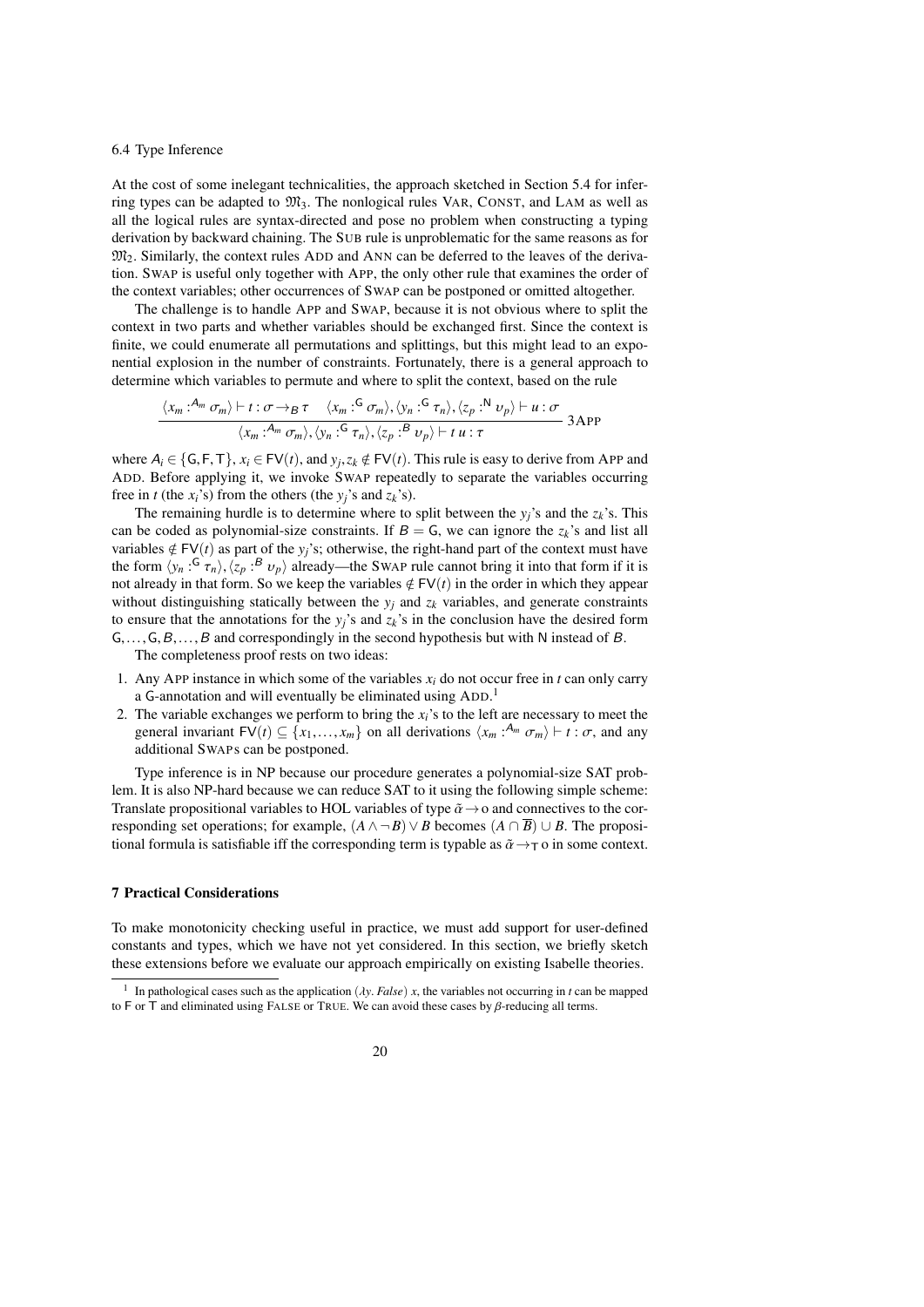### 6.4 Type Inference

At the cost of some inelegant technicalities, the approach sketched in Section 5.4 for inferring types can be adapted to $\mathfrak{M}_3$. The nonlogical rules VAR, CONST, and LAM as well as all the logical rules are syntax-directed and pose no problem when constructing a typing derivation by backward chaining. The SUB rule is unproblematic for the same reasons as for $\mathfrak{M}_2$. Similarly, the context rules ADD and ANN can be deferred to the leaves of the derivation. SWAP is useful only together with APP, the only other rule that examines the order of the context variables; other occurrences of SWAP can be postponed or omitted altogether.

The challenge is to handle APP and SWAP, because it is not obvious where to split the context in two parts and whether variables should be exchanged first. Since the context is finite, we could enumerate all permutations and splittings, but this might lead to an exponential explosion in the number of constraints. Fortunately, there is a general approach to determine which variables to permute and where to split the context, based on the rule

$$\frac{\langle x_m :^{A_m} \sigma_m \rangle \vdash t : \sigma \to_B \tau \quad \langle x_m :^{\mathsf{G}} \sigma_m \rangle, \langle y_n :^{\mathsf{G}} \tau_n \rangle, \langle z_p :^{\mathsf{N}} \upsilon_p \rangle \vdash u : \sigma}{\langle x_m :^{A_m} \sigma_m \rangle, \langle y_n :^{\mathsf{G}} \tau_n \rangle, \langle z_p :^{B} \upsilon_p \rangle \vdash t\, u : \tau} \text{ 3APP}$$

where $A_i \in \{\mathsf{G}, \mathsf{F}, \mathsf{T}\}$, $x_i \in \mathsf{FV}(t)$, and $y_j, z_k \notin \mathsf{FV}(t)$. This rule is easy to derive from APP and ADD. Before applying it, we invoke SWAP repeatedly to separate the variables occurring free in $t$ (the $x_i$'s) from the others (the $y_j$'s and $z_k$'s).

The remaining hurdle is to determine where to split between the $y_j$'s and the $z_k$'s. This can be coded as polynomial-size constraints. If $B = \mathsf{G}$, we can ignore the $z_k$'s and list all variables $\notin \mathsf{FV}(t)$ as part of the $y_j$'s; otherwise, the right-hand part of the context must have the form $\langle y_n :^{\mathsf{G}} \tau_n \rangle, \langle z_p :^{B} \upsilon_p \rangle$ already—the SWAP rule cannot bring it into that form if it is not already in that form. So we keep the variables $\notin \mathsf{FV}(t)$ in the order in which they appear without distinguishing statically between the $y_j$ and $z_k$ variables, and generate constraints to ensure that the annotations for the $y_j$'s and $z_k$'s in the conclusion have the desired form $\mathsf{G}, \ldots, \mathsf{G}, B, \ldots, B$ and correspondingly in the second hypothesis but with $\mathsf{N}$ instead of $B$.

The completeness proof rests on two ideas:

1. Any APP instance in which some of the variables $x_i$ do not occur free in $t$ can only carry a $\mathsf{G}$-annotation and will eventually be eliminated using ADD.[1]
2. The variable exchanges we perform to bring the $x_i$'s to the left are necessary to meet the general invariant $\mathsf{FV}(t) \subseteq \{x_1, \ldots, x_m\}$ on all derivations $\langle x_m :^{A_m} \sigma_m \rangle \vdash t : \sigma$, and any additional SWAPs can be postponed.

Type inference is in NP because our procedure generates a polynomial-size SAT problem. It is also NP-hard because we can reduce SAT to it using the following simple scheme: Translate propositional variables to HOL variables of type $\tilde{\alpha} \to o$ and connectives to the corresponding set operations; for example, $(A \wedge \neg B) \vee B$ becomes $(A \cap \overline{B}) \cup B$. The propositional formula is satisfiable iff the corresponding term is typable as $\tilde{\alpha} \to_{\mathsf{T}} o$ in some context.

## 7 Practical Considerations

To make monotonicity checking useful in practice, we must add support for user-defined constants and types, which we have not yet considered. In this section, we briefly sketch these extensions before we evaluate our approach empirically on existing Isabelle theories.

[1] In pathological cases such as the application $(\lambda y.\, \mathit{False})\ x$, the variables not occurring in $t$ can be mapped to $\mathsf{F}$ or $\mathsf{T}$ and eliminated using FALSE or TRUE. We can avoid these cases by $\beta$-reducing all terms.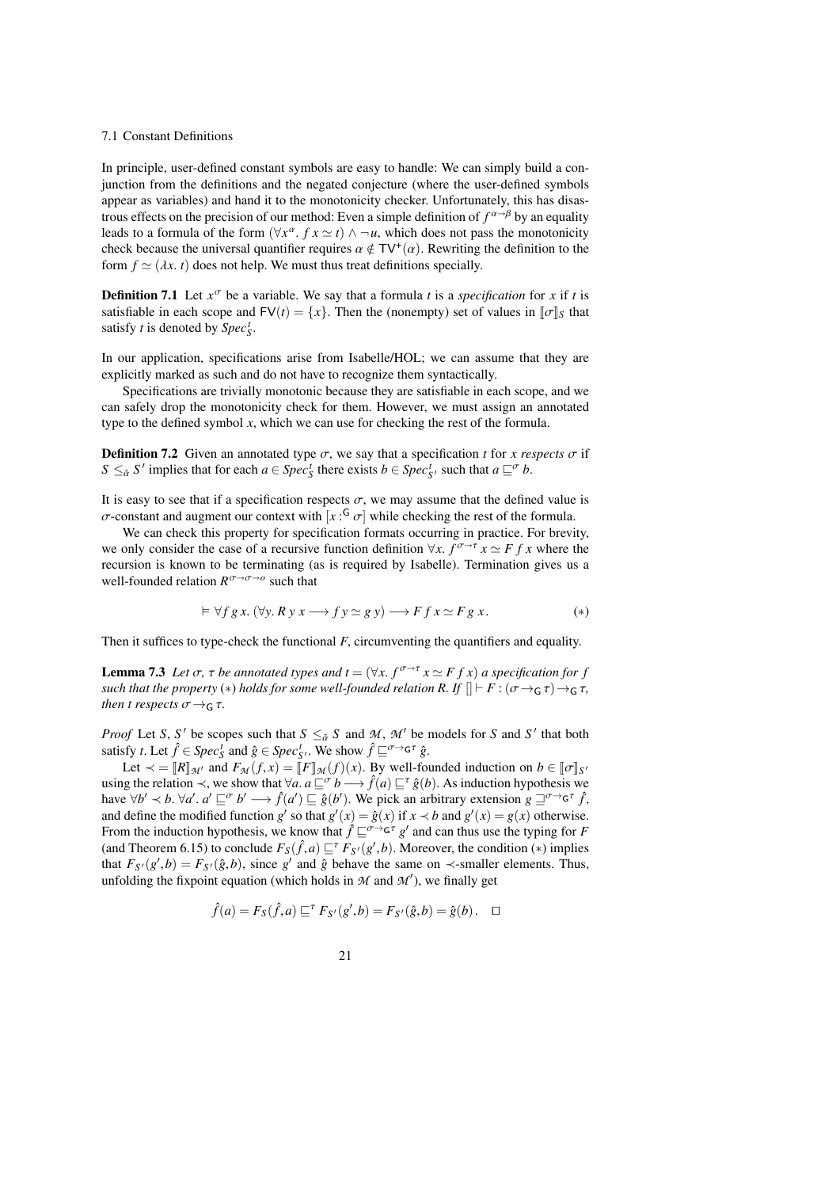### 7.1 Constant Definitions

In principle, user-defined constant symbols are easy to handle: We can simply build a conjunction from the definitions and the negated conjecture (where the user-defined symbols appear as variables) and hand it to the monotonicity checker. Unfortunately, this has disastrous effects on the precision of our method: Even a simple definition of $f^{\alpha \to \beta}$ by an equality leads to a formula of the form $(\forall x^{\alpha}.\ f\ x \simeq t) \wedge \neg u$, which does not pass the monotonicity check because the universal quantifier requires $\alpha \notin \mathsf{TV}^{+}(\alpha)$. Rewriting the definition to the form $f \simeq (\lambda x.\ t)$ does not help. We must thus treat definitions specially.

**Definition 7.1** Let $x^{\sigma}$ be a variable. We say that a formula $t$ is a *specification* for $x$ if $t$ is satisfiable in each scope and $\mathsf{FV}(t) = \{x\}$. Then the (nonempty) set of values in $[\![\sigma]\!]_S$ that satisfy $t$ is denoted by $Spec_S^t$.

In our application, specifications arise from Isabelle/HOL; we can assume that they are explicitly marked as such and do not have to recognize them syntactically.

Specifications are trivially monotonic because they are satisfiable in each scope, and we can safely drop the monotonicity check for them. However, we must assign an annotated type to the defined symbol $x$, which we can use for checking the rest of the formula.

**Definition 7.2** Given an annotated type $\sigma$, we say that a specification $t$ for $x$ *respects* $\sigma$ if $S \leq_{\tilde{\alpha}} S'$ implies that for each $a \in Spec_S^t$ there exists $b \in Spec_{S'}^t$ such that $a \sqsubseteq^{\sigma} b$.

It is easy to see that if a specification respects $\sigma$, we may assume that the defined value is $\sigma$-constant and augment our context with $[x :^{\mathsf{G}} \sigma]$ while checking the rest of the formula.

We can check this property for specification formats occurring in practice. For brevity, we only consider the case of a recursive function definition $\forall x.\ f^{\sigma \to \tau}\ x \simeq F\ f\ x$ where the recursion is known to be terminating (as is required by Isabelle). Termination gives us a well-founded relation $R^{\sigma \to \sigma \to o}$ such that

$$\vDash \forall f\ g\ x.\ (\forall y.\ R\ y\ x \longrightarrow f\ y \simeq g\ y) \longrightarrow F\ f\ x \simeq F\ g\ x\,. \qquad (*)$$

Then it suffices to type-check the functional $F$, circumventing the quantifiers and equality.

**Lemma 7.3** *Let $\sigma$, $\tau$ be annotated types and $t = (\forall x.\ f^{\sigma \to \tau}\ x \simeq F\ f\ x)$ a specification for $f$ such that the property $(*)$ holds for some well-founded relation $R$. If $[] \vdash F : (\sigma \to_{\mathsf{G}} \tau) \to_{\mathsf{G}} \tau$, then $t$ respects $\sigma \to_{\mathsf{G}} \tau$.*

*Proof* Let $S$, $S'$ be scopes such that $S \leq_{\tilde{\alpha}} S$ and $\mathcal{M}$, $\mathcal{M}'$ be models for $S$ and $S'$ that both satisfy $t$. Let $\hat{f} \in Spec_S^t$ and $\hat{g} \in Spec_{S'}^t$. We show $\hat{f} \sqsubseteq^{\sigma \to_{\mathsf{G}} \tau} \hat{g}$.

Let $\prec = [\![R]\!]_{\mathcal{M}'}$ and $F_{\mathcal{M}}(f, x) = [\![F]\!]_{\mathcal{M}}(f)(x)$. By well-founded induction on $b \in [\![\sigma]\!]_{S'}$ using the relation $\prec$, we show that $\forall a.\ a \sqsubseteq^{\sigma} b \longrightarrow \hat{f}(a) \sqsubseteq^{\tau} \hat{g}(b)$. As induction hypothesis we have $\forall b' \prec b.\ \forall a'.\ a' \sqsubseteq^{\sigma} b' \longrightarrow \hat{f}(a') \sqsubseteq \hat{g}(b')$. We pick an arbitrary extension $g \sqsupseteq^{\sigma \to_{\mathsf{G}} \tau} \hat{f}$, and define the modified function $g'$ so that $g'(x) = \hat{g}(x)$ if $x \prec b$ and $g'(x) = g(x)$ otherwise. From the induction hypothesis, we know that $\hat{f} \sqsubseteq^{\sigma \to_{\mathsf{G}} \tau} g'$ and can thus use the typing for $F$ (and Theorem 6.15) to conclude $F_S(\hat{f}, a) \sqsubseteq^{\tau} F_{S'}(g', b)$. Moreover, the condition $(*)$ implies that $F_{S'}(g', b) = F_{S'}(\hat{g}, b)$, since $g'$ and $\hat{g}$ behave the same on $\prec$-smaller elements. Thus, unfolding the fixpoint equation (which holds in $\mathcal{M}$ and $\mathcal{M}'$), we finally get

$$\hat{f}(a) = F_S(\hat{f}, a) \sqsubseteq^{\tau} F_{S'}(g', b) = F_{S'}(\hat{g}, b) = \hat{g}(b)\,. \quad \square$$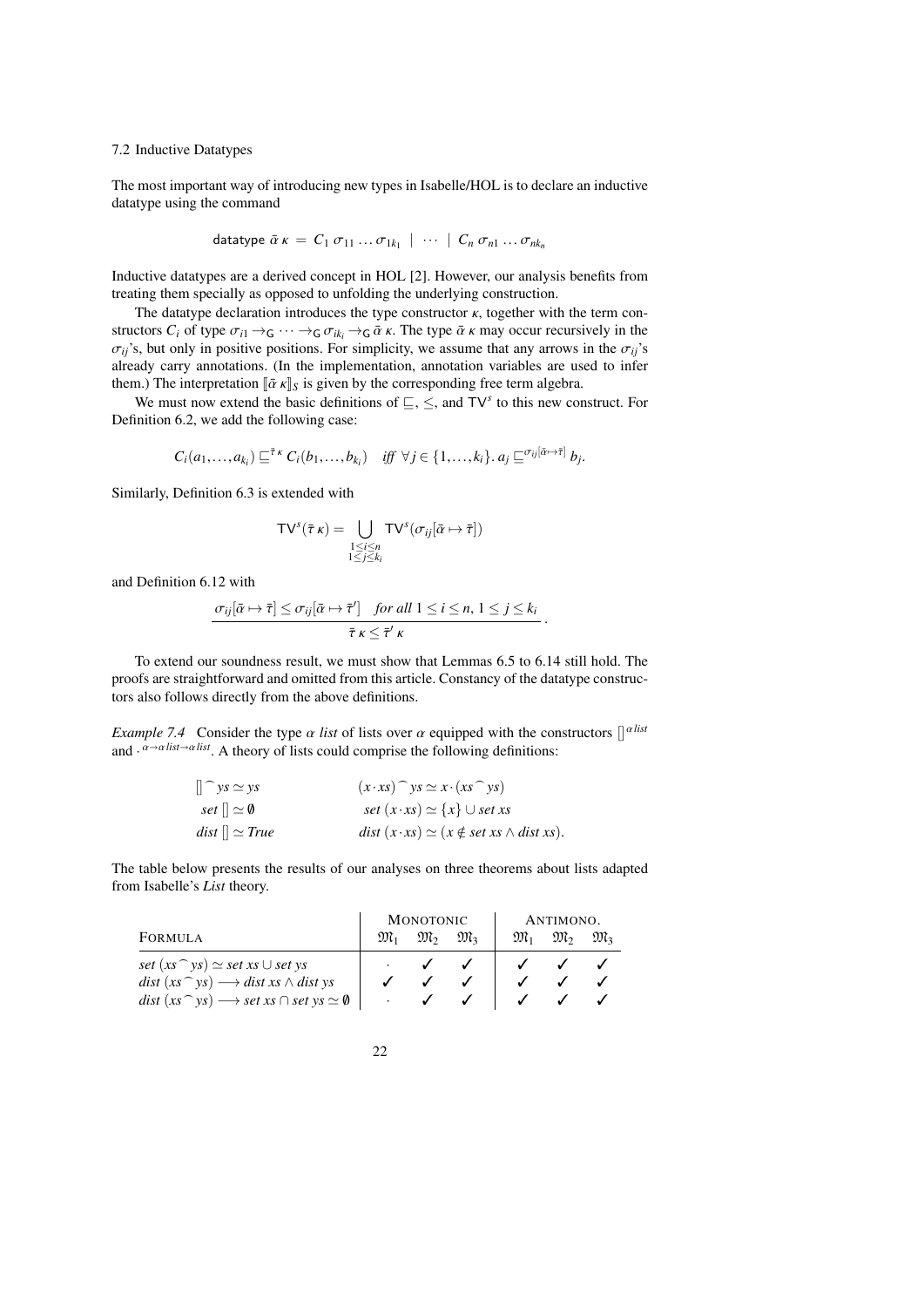### 7.2 Inductive Datatypes

The most important way of introducing new types in Isabelle/HOL is to declare an inductive datatype using the command

$$\mathsf{datatype}\ \bar{\alpha}\,\kappa \;=\; C_1\ \sigma_{11}\dots\sigma_{1k_1}\ \mid\ \cdots\ \mid\ C_n\ \sigma_{n1}\dots\sigma_{nk_n}$$

Inductive datatypes are a derived concept in HOL [2]. However, our analysis benefits from treating them specially as opposed to unfolding the underlying construction.

The datatype declaration introduces the type constructor $\kappa$, together with the term constructors $C_i$ of type $\sigma_{i1} \rightarrow_{\mathsf{G}} \cdots \rightarrow_{\mathsf{G}} \sigma_{ik_i} \rightarrow_{\mathsf{G}} \bar{\alpha}\,\kappa$. The type $\bar{\alpha}\,\kappa$ may occur recursively in the $\sigma_{ij}$'s, but only in positive positions. For simplicity, we assume that any arrows in the $\sigma_{ij}$'s already carry annotations. (In the implementation, annotation variables are used to infer them.) The interpretation $[\![\bar{\alpha}\,\kappa]\!]_S$ is given by the corresponding free term algebra.

We must now extend the basic definitions of $\sqsubseteq$, $\leq$, and $\mathsf{TV}^s$ to this new construct. For Definition 6.2, we add the following case:

$$C_i(a_1,\dots,a_{k_i}) \sqsubseteq^{\bar{\tau}\,\kappa} C_i(b_1,\dots,b_{k_i}) \quad \textit{iff}\ \forall j \in \{1,\dots,k_i\}.\ a_j \sqsubseteq^{\sigma_{ij}[\bar{\alpha}\mapsto\bar{\tau}]} b_j.$$

Similarly, Definition 6.3 is extended with

$$\mathsf{TV}^s(\bar{\tau}\,\kappa) = \bigcup_{\substack{1\leq i\leq n\\ 1\leq j\leq k_i}} \mathsf{TV}^s(\sigma_{ij}[\bar{\alpha}\mapsto\bar{\tau}])$$

and Definition 6.12 with

$$\frac{\sigma_{ij}[\bar{\alpha}\mapsto\bar{\tau}] \leq \sigma_{ij}[\bar{\alpha}\mapsto\bar{\tau}'] \quad \textit{for all}\ 1\leq i\leq n,\ 1\leq j\leq k_i}{\bar{\tau}\,\kappa \leq \bar{\tau}'\,\kappa}.$$

To extend our soundness result, we must show that Lemmas 6.5 to 6.14 still hold. The proofs are straightforward and omitted from this article. Constancy of the datatype constructors also follows directly from the above definitions.

*Example 7.4* Consider the type $\alpha$ *list* of lists over $\alpha$ equipped with the constructors $[]^{\alpha\,list}$ and $\cdot^{\,\alpha\rightarrow\alpha\,list\rightarrow\alpha\,list}$. A theory of lists could comprise the following definitions:

$$[] \frown ys \simeq ys \qquad\qquad (x\cdot xs)\frown ys \simeq x\cdot(xs\frown ys)$$
$$\mathit{set}\ [] \simeq \emptyset \qquad\qquad \mathit{set}\ (x\cdot xs) \simeq \{x\}\cup \mathit{set}\ xs$$
$$\mathit{dist}\ [] \simeq \mathit{True} \qquad\qquad \mathit{dist}\ (x\cdot xs) \simeq (x\notin \mathit{set}\ xs \wedge \mathit{dist}\ xs).$$

The table below presents the results of our analyses on three theorems about lists adapted from Isabelle's *List* theory.

| FORMULA | MONOTONIC $\mathfrak{M}_1$ | MONOTONIC $\mathfrak{M}_2$ | MONOTONIC $\mathfrak{M}_3$ | ANTIMONO. $\mathfrak{M}_1$ | ANTIMONO. $\mathfrak{M}_2$ | ANTIMONO. $\mathfrak{M}_3$ |
|---|---|---|---|---|---|---|
| $\mathit{set}\ (xs\frown ys) \simeq \mathit{set}\ xs \cup \mathit{set}\ ys$ | · | ✓ | ✓ | ✓ | ✓ | ✓ |
| $\mathit{dist}\ (xs\frown ys) \longrightarrow \mathit{dist}\ xs \wedge \mathit{dist}\ ys$ | ✓ | ✓ | ✓ | ✓ | ✓ | ✓ |
| $\mathit{dist}\ (xs\frown ys) \longrightarrow \mathit{set}\ xs \cap \mathit{set}\ ys \simeq \emptyset$ | · | ✓ | ✓ | ✓ | ✓ | ✓ |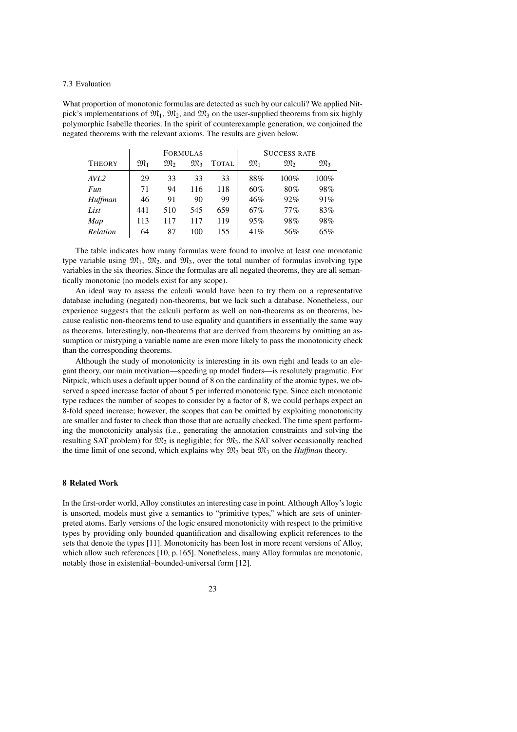### 7.3 Evaluation

What proportion of monotonic formulas are detected as such by our calculi? We applied Nitpick's implementations of $\mathfrak{M}_1$, $\mathfrak{M}_2$, and $\mathfrak{M}_3$ on the user-supplied theorems from six highly polymorphic Isabelle theories. In the spirit of counterexample generation, we conjoined the negated theorems with the relevant axioms. The results are given below.

| | FORMULAS | | | | SUCCESS RATE | | |
|---|---|---|---|---|---|---|---|
| THEORY | $\mathfrak{M}_1$ | $\mathfrak{M}_2$ | $\mathfrak{M}_3$ | TOTAL | $\mathfrak{M}_1$ | $\mathfrak{M}_2$ | $\mathfrak{M}_3$ |
| *AVL2* | 29 | 33 | 33 | 33 | 88% | 100% | 100% |
| *Fun* | 71 | 94 | 116 | 118 | 60% | 80% | 98% |
| *Huffman* | 46 | 91 | 90 | 99 | 46% | 92% | 91% |
| *List* | 441 | 510 | 545 | 659 | 67% | 77% | 83% |
| *Map* | 113 | 117 | 117 | 119 | 95% | 98% | 98% |
| *Relation* | 64 | 87 | 100 | 155 | 41% | 56% | 65% |

The table indicates how many formulas were found to involve at least one monotonic type variable using $\mathfrak{M}_1$, $\mathfrak{M}_2$, and $\mathfrak{M}_3$, over the total number of formulas involving type variables in the six theories. Since the formulas are all negated theorems, they are all semantically monotonic (no models exist for any scope).

An ideal way to assess the calculi would have been to try them on a representative database including (negated) non-theorems, but we lack such a database. Nonetheless, our experience suggests that the calculi perform as well on non-theorems as on theorems, because realistic non-theorems tend to use equality and quantifiers in essentially the same way as theorems. Interestingly, non-theorems that are derived from theorems by omitting an assumption or mistyping a variable name are even more likely to pass the monotonicity check than the corresponding theorems.

Although the study of monotonicity is interesting in its own right and leads to an elegant theory, our main motivation—speeding up model finders—is resolutely pragmatic. For Nitpick, which uses a default upper bound of 8 on the cardinality of the atomic types, we observed a speed increase factor of about 5 per inferred monotonic type. Since each monotonic type reduces the number of scopes to consider by a factor of 8, we could perhaps expect an 8-fold speed increase; however, the scopes that can be omitted by exploiting monotonicity are smaller and faster to check than those that are actually checked. The time spent performing the monotonicity analysis (i.e., generating the annotation constraints and solving the resulting SAT problem) for $\mathfrak{M}_2$ is negligible; for $\mathfrak{M}_3$, the SAT solver occasionally reached the time limit of one second, which explains why $\mathfrak{M}_2$ beat $\mathfrak{M}_3$ on the *Huffman* theory.

## 8 Related Work

In the first-order world, Alloy constitutes an interesting case in point. Although Alloy's logic is unsorted, models must give a semantics to "primitive types," which are sets of uninterpreted atoms. Early versions of the logic ensured monotonicity with respect to the primitive types by providing only bounded quantification and disallowing explicit references to the sets that denote the types [11]. Monotonicity has been lost in more recent versions of Alloy, which allow such references [10, p. 165]. Nonetheless, many Alloy formulas are monotonic, notably those in existential–bounded-universal form [12].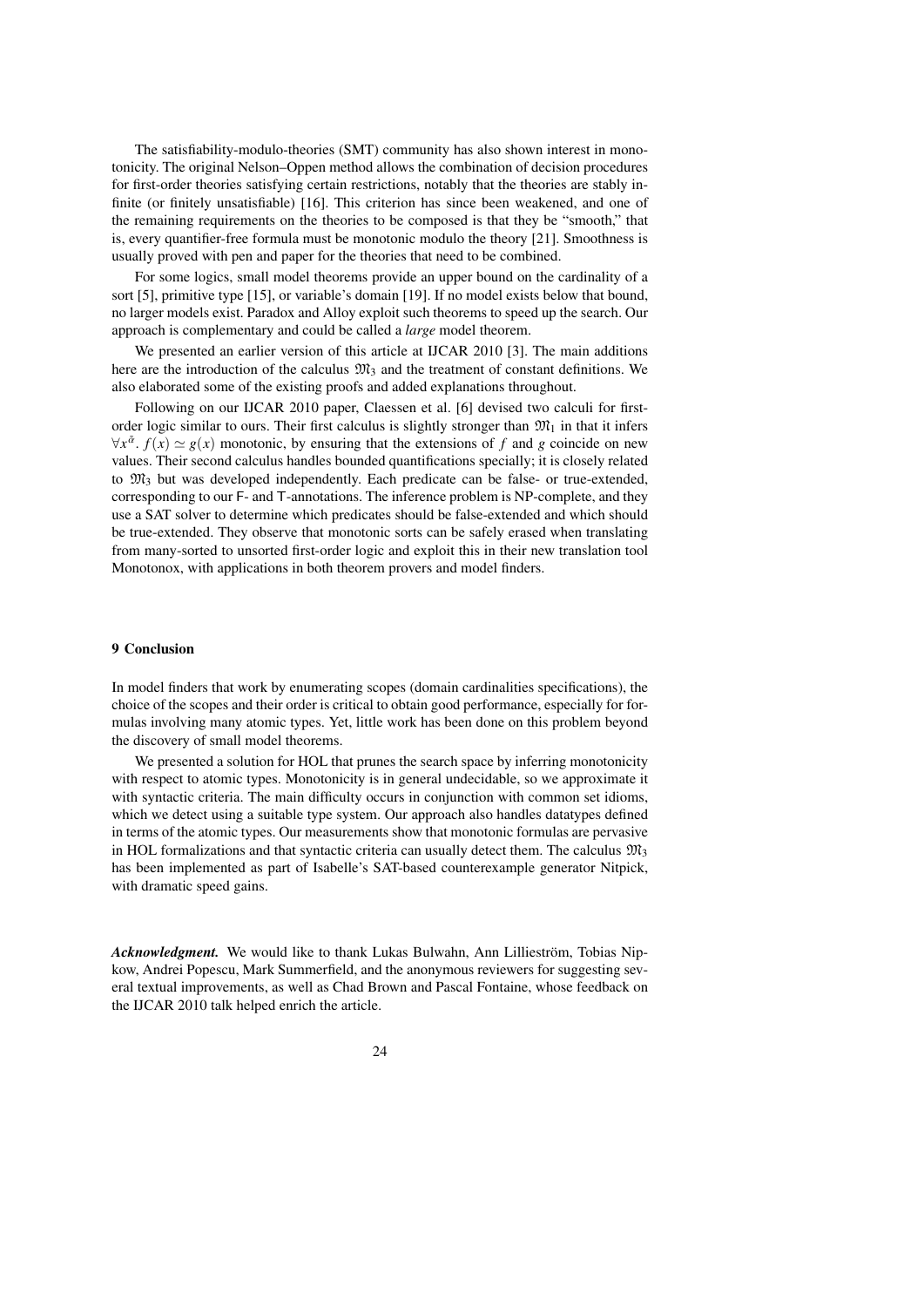The satisfiability-modulo-theories (SMT) community has also shown interest in monotonicity. The original Nelson–Oppen method allows the combination of decision procedures for first-order theories satisfying certain restrictions, notably that the theories are stably infinite (or finitely unsatisfiable) [16]. This criterion has since been weakened, and one of the remaining requirements on the theories to be composed is that they be "smooth," that is, every quantifier-free formula must be monotonic modulo the theory [21]. Smoothness is usually proved with pen and paper for the theories that need to be combined.

For some logics, small model theorems provide an upper bound on the cardinality of a sort [5], primitive type [15], or variable's domain [19]. If no model exists below that bound, no larger models exist. Paradox and Alloy exploit such theorems to speed up the search. Our approach is complementary and could be called a *large* model theorem.

We presented an earlier version of this article at IJCAR 2010 [3]. The main additions here are the introduction of the calculus $\mathfrak{M}_3$ and the treatment of constant definitions. We also elaborated some of the existing proofs and added explanations throughout.

Following on our IJCAR 2010 paper, Claessen et al. [6] devised two calculi for first-order logic similar to ours. Their first calculus is slightly stronger than $\mathfrak{M}_1$ in that it infers $\forall x^{\tilde{\alpha}}.\ f(x) \simeq g(x)$ monotonic, by ensuring that the extensions of $f$ and $g$ coincide on new values. Their second calculus handles bounded quantifications specially; it is closely related to $\mathfrak{M}_3$ but was developed independently. Each predicate can be false- or true-extended, corresponding to our F- and T-annotations. The inference problem is NP-complete, and they use a SAT solver to determine which predicates should be false-extended and which should be true-extended. They observe that monotonic sorts can be safely erased when translating from many-sorted to unsorted first-order logic and exploit this in their new translation tool Monotonox, with applications in both theorem provers and model finders.

## 9 Conclusion

In model finders that work by enumerating scopes (domain cardinalities specifications), the choice of the scopes and their order is critical to obtain good performance, especially for formulas involving many atomic types. Yet, little work has been done on this problem beyond the discovery of small model theorems.

We presented a solution for HOL that prunes the search space by inferring monotonicity with respect to atomic types. Monotonicity is in general undecidable, so we approximate it with syntactic criteria. The main difficulty occurs in conjunction with common set idioms, which we detect using a suitable type system. Our approach also handles datatypes defined in terms of the atomic types. Our measurements show that monotonic formulas are pervasive in HOL formalizations and that syntactic criteria can usually detect them. The calculus $\mathfrak{M}_3$ has been implemented as part of Isabelle's SAT-based counterexample generator Nitpick, with dramatic speed gains.

***Acknowledgment.*** We would like to thank Lukas Bulwahn, Ann Lillieström, Tobias Nipkow, Andrei Popescu, Mark Summerfield, and the anonymous reviewers for suggesting several textual improvements, as well as Chad Brown and Pascal Fontaine, whose feedback on the IJCAR 2010 talk helped enrich the article.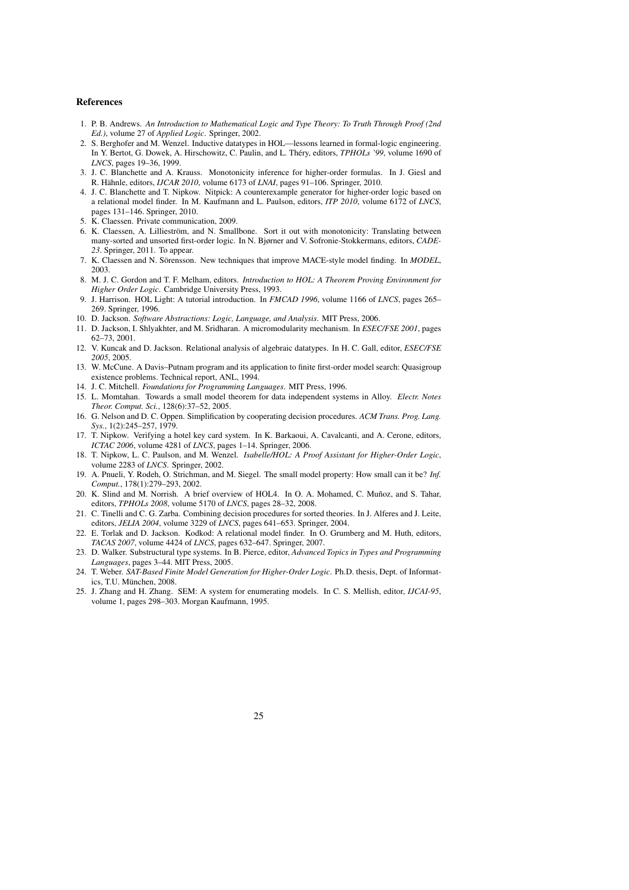## References

1. P. B. Andrews. *An Introduction to Mathematical Logic and Type Theory: To Truth Through Proof (2nd Ed.)*, volume 27 of *Applied Logic*. Springer, 2002.
2. S. Berghofer and M. Wenzel. Inductive datatypes in HOL—lessons learned in formal-logic engineering. In Y. Bertot, G. Dowek, A. Hirschowitz, C. Paulin, and L. Théry, editors, *TPHOLs '99*, volume 1690 of *LNCS*, pages 19–36, 1999.
3. J. C. Blanchette and A. Krauss. Monotonicity inference for higher-order formulas. In J. Giesl and R. Hähnle, editors, *IJCAR 2010*, volume 6173 of *LNAI*, pages 91–106. Springer, 2010.
4. J. C. Blanchette and T. Nipkow. Nitpick: A counterexample generator for higher-order logic based on a relational model finder. In M. Kaufmann and L. Paulson, editors, *ITP 2010*, volume 6172 of *LNCS*, pages 131–146. Springer, 2010.
5. K. Claessen. Private communication, 2009.
6. K. Claessen, A. Lillieström, and N. Smallbone. Sort it out with monotonicity: Translating between many-sorted and unsorted first-order logic. In N. Bjørner and V. Sofronie-Stokkermans, editors, *CADE-23*. Springer, 2011. To appear.
7. K. Claessen and N. Sörensson. New techniques that improve MACE-style model finding. In *MODEL*, 2003.
8. M. J. C. Gordon and T. F. Melham, editors. *Introduction to HOL: A Theorem Proving Environment for Higher Order Logic*. Cambridge University Press, 1993.
9. J. Harrison. HOL Light: A tutorial introduction. In *FMCAD 1996*, volume 1166 of *LNCS*, pages 265–269. Springer, 1996.
10. D. Jackson. *Software Abstractions: Logic, Language, and Analysis*. MIT Press, 2006.
11. D. Jackson, I. Shlyakhter, and M. Sridharan. A micromodularity mechanism. In *ESEC/FSE 2001*, pages 62–73, 2001.
12. V. Kuncak and D. Jackson. Relational analysis of algebraic datatypes. In H. C. Gall, editor, *ESEC/FSE 2005*, 2005.
13. W. McCune. A Davis–Putnam program and its application to finite first-order model search: Quasigroup existence problems. Technical report, ANL, 1994.
14. J. C. Mitchell. *Foundations for Programming Languages*. MIT Press, 1996.
15. L. Momtahan. Towards a small model theorem for data independent systems in Alloy. *Electr. Notes Theor. Comput. Sci.*, 128(6):37–52, 2005.
16. G. Nelson and D. C. Oppen. Simplification by cooperating decision procedures. *ACM Trans. Prog. Lang. Sys.*, 1(2):245–257, 1979.
17. T. Nipkow. Verifying a hotel key card system. In K. Barkaoui, A. Cavalcanti, and A. Cerone, editors, *ICTAC 2006*, volume 4281 of *LNCS*, pages 1–14. Springer, 2006.
18. T. Nipkow, L. C. Paulson, and M. Wenzel. *Isabelle/HOL: A Proof Assistant for Higher-Order Logic*, volume 2283 of *LNCS*. Springer, 2002.
19. A. Pnueli, Y. Rodeh, O. Strichman, and M. Siegel. The small model property: How small can it be? *Inf. Comput.*, 178(1):279–293, 2002.
20. K. Slind and M. Norrish. A brief overview of HOL4. In O. A. Mohamed, C. Muñoz, and S. Tahar, editors, *TPHOLs 2008*, volume 5170 of *LNCS*, pages 28–32, 2008.
21. C. Tinelli and C. G. Zarba. Combining decision procedures for sorted theories. In J. Alferes and J. Leite, editors, *JELIA 2004*, volume 3229 of *LNCS*, pages 641–653. Springer, 2004.
22. E. Torlak and D. Jackson. Kodkod: A relational model finder. In O. Grumberg and M. Huth, editors, *TACAS 2007*, volume 4424 of *LNCS*, pages 632–647. Springer, 2007.
23. D. Walker. Substructural type systems. In B. Pierce, editor, *Advanced Topics in Types and Programming Languages*, pages 3–44. MIT Press, 2005.
24. T. Weber. *SAT-Based Finite Model Generation for Higher-Order Logic*. Ph.D. thesis, Dept. of Informatics, T.U. München, 2008.
25. J. Zhang and H. Zhang. SEM: A system for enumerating models. In C. S. Mellish, editor, *IJCAI-95*, volume 1, pages 298–303. Morgan Kaufmann, 1995.